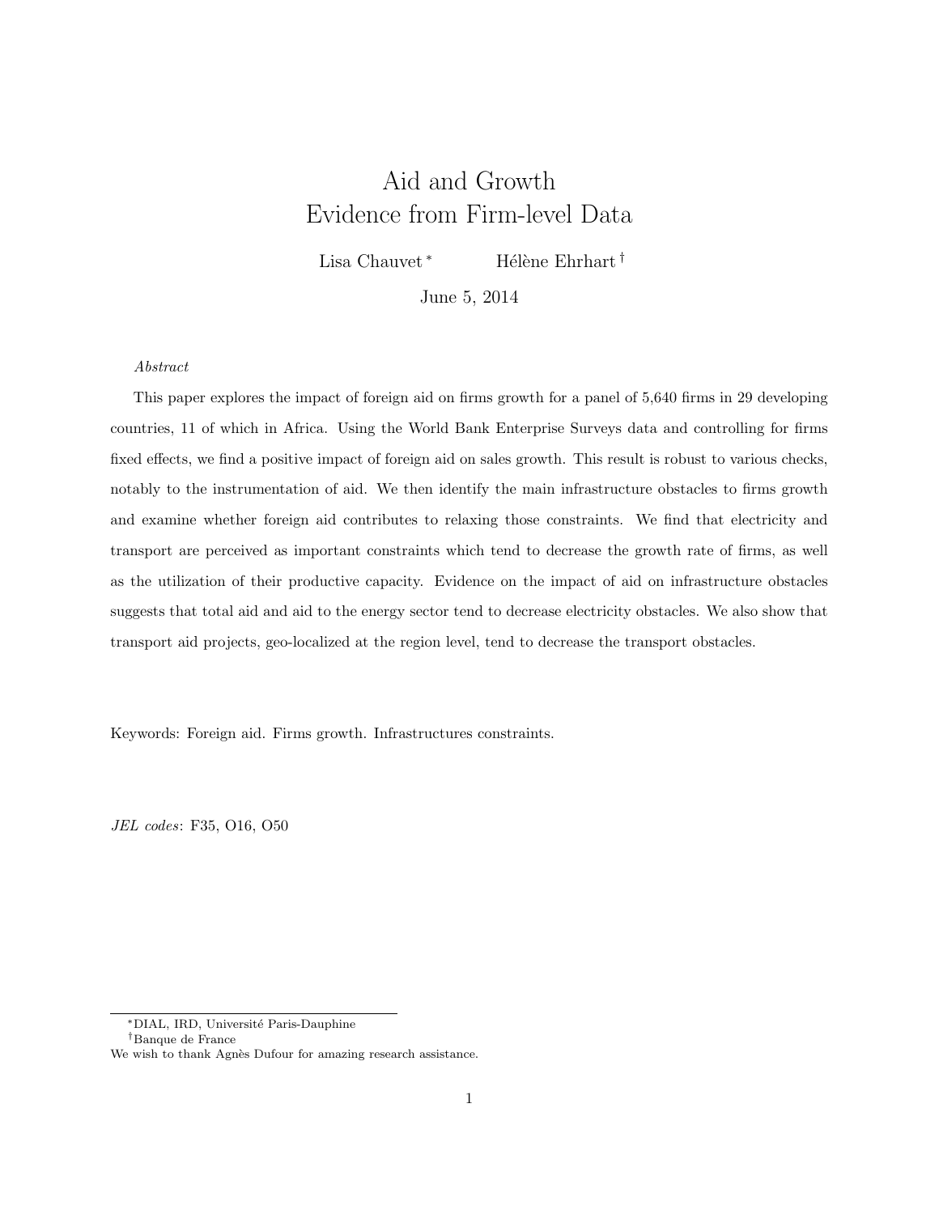# Aid and Growth
# Evidence from Firm-level Data

Lisa Chauvet [*] Hélène Ehrhart [†]

June 5, 2014

*Abstract*

This paper explores the impact of foreign aid on firms growth for a panel of 5,640 firms in 29 developing countries, 11 of which in Africa. Using the World Bank Enterprise Surveys data and controlling for firms fixed effects, we find a positive impact of foreign aid on sales growth. This result is robust to various checks, notably to the instrumentation of aid. We then identify the main infrastructure obstacles to firms growth and examine whether foreign aid contributes to relaxing those constraints. We find that electricity and transport are perceived as important constraints which tend to decrease the growth rate of firms, as well as the utilization of their productive capacity. Evidence on the impact of aid on infrastructure obstacles suggests that total aid and aid to the energy sector tend to decrease electricity obstacles. We also show that transport aid projects, geo-localized at the region level, tend to decrease the transport obstacles.

Keywords: Foreign aid. Firms growth. Infrastructures constraints.

*JEL codes*: F35, O16, O50

---

[*] DIAL, IRD, Université Paris-Dauphine

[†] Banque de France

We wish to thank Agnès Dufour for amazing research assistance.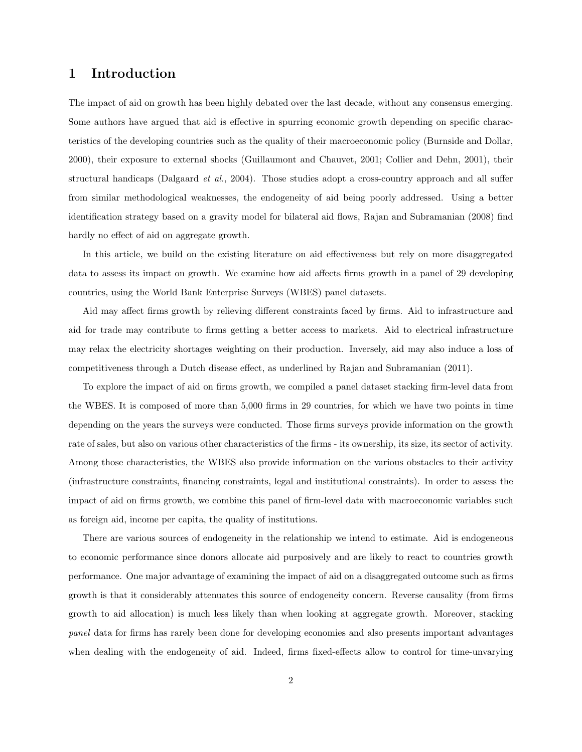# 1 Introduction

The impact of aid on growth has been highly debated over the last decade, without any consensus emerging. Some authors have argued that aid is effective in spurring economic growth depending on specific characteristics of the developing countries such as the quality of their macroeconomic policy (Burnside and Dollar, 2000), their exposure to external shocks (Guillaumont and Chauvet, 2001; Collier and Dehn, 2001), their structural handicaps (Dalgaard *et al.*, 2004). Those studies adopt a cross-country approach and all suffer from similar methodological weaknesses, the endogeneity of aid being poorly addressed. Using a better identification strategy based on a gravity model for bilateral aid flows, Rajan and Subramanian (2008) find hardly no effect of aid on aggregate growth.

In this article, we build on the existing literature on aid effectiveness but rely on more disaggregated data to assess its impact on growth. We examine how aid affects firms growth in a panel of 29 developing countries, using the World Bank Enterprise Surveys (WBES) panel datasets.

Aid may affect firms growth by relieving different constraints faced by firms. Aid to infrastructure and aid for trade may contribute to firms getting a better access to markets. Aid to electrical infrastructure may relax the electricity shortages weighting on their production. Inversely, aid may also induce a loss of competitiveness through a Dutch disease effect, as underlined by Rajan and Subramanian (2011).

To explore the impact of aid on firms growth, we compiled a panel dataset stacking firm-level data from the WBES. It is composed of more than 5,000 firms in 29 countries, for which we have two points in time depending on the years the surveys were conducted. Those firms surveys provide information on the growth rate of sales, but also on various other characteristics of the firms - its ownership, its size, its sector of activity. Among those characteristics, the WBES also provide information on the various obstacles to their activity (infrastructure constraints, financing constraints, legal and institutional constraints). In order to assess the impact of aid on firms growth, we combine this panel of firm-level data with macroeconomic variables such as foreign aid, income per capita, the quality of institutions.

There are various sources of endogeneity in the relationship we intend to estimate. Aid is endogeneous to economic performance since donors allocate aid purposively and are likely to react to countries growth performance. One major advantage of examining the impact of aid on a disaggregated outcome such as firms growth is that it considerably attenuates this source of endogeneity concern. Reverse causality (from firms growth to aid allocation) is much less likely than when looking at aggregate growth. Moreover, stacking *panel* data for firms has rarely been done for developing economies and also presents important advantages when dealing with the endogeneity of aid. Indeed, firms fixed-effects allow to control for time-unvarying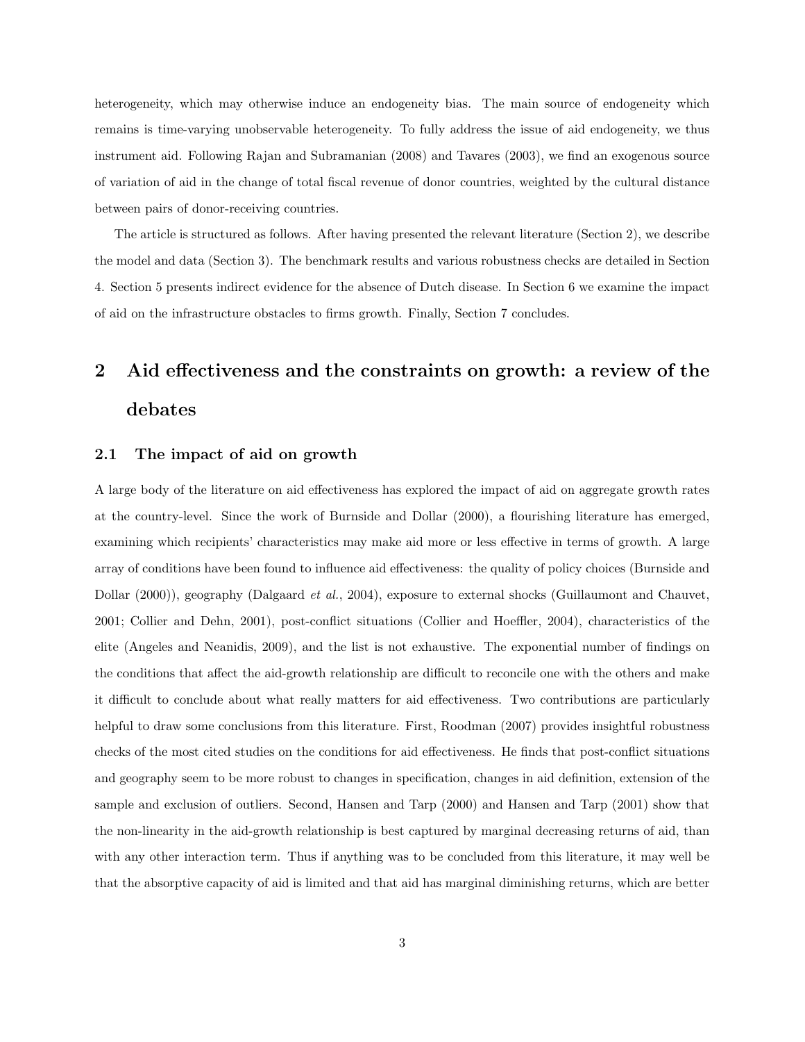heterogeneity, which may otherwise induce an endogeneity bias. The main source of endogeneity which remains is time-varying unobservable heterogeneity. To fully address the issue of aid endogeneity, we thus instrument aid. Following Rajan and Subramanian (2008) and Tavares (2003), we find an exogenous source of variation of aid in the change of total fiscal revenue of donor countries, weighted by the cultural distance between pairs of donor-receiving countries.

The article is structured as follows. After having presented the relevant literature (Section 2), we describe the model and data (Section 3). The benchmark results and various robustness checks are detailed in Section 4. Section 5 presents indirect evidence for the absence of Dutch disease. In Section 6 we examine the impact of aid on the infrastructure obstacles to firms growth. Finally, Section 7 concludes.

# 2 Aid effectiveness and the constraints on growth: a review of the debates

## 2.1 The impact of aid on growth

A large body of the literature on aid effectiveness has explored the impact of aid on aggregate growth rates at the country-level. Since the work of Burnside and Dollar (2000), a flourishing literature has emerged, examining which recipients' characteristics may make aid more or less effective in terms of growth. A large array of conditions have been found to influence aid effectiveness: the quality of policy choices (Burnside and Dollar (2000)), geography (Dalgaard *et al.*, 2004), exposure to external shocks (Guillaumont and Chauvet, 2001; Collier and Dehn, 2001), post-conflict situations (Collier and Hoeffler, 2004), characteristics of the elite (Angeles and Neanidis, 2009), and the list is not exhaustive. The exponential number of findings on the conditions that affect the aid-growth relationship are difficult to reconcile one with the others and make it difficult to conclude about what really matters for aid effectiveness. Two contributions are particularly helpful to draw some conclusions from this literature. First, Roodman (2007) provides insightful robustness checks of the most cited studies on the conditions for aid effectiveness. He finds that post-conflict situations and geography seem to be more robust to changes in specification, changes in aid definition, extension of the sample and exclusion of outliers. Second, Hansen and Tarp (2000) and Hansen and Tarp (2001) show that the non-linearity in the aid-growth relationship is best captured by marginal decreasing returns of aid, than with any other interaction term. Thus if anything was to be concluded from this literature, it may well be that the absorptive capacity of aid is limited and that aid has marginal diminishing returns, which are better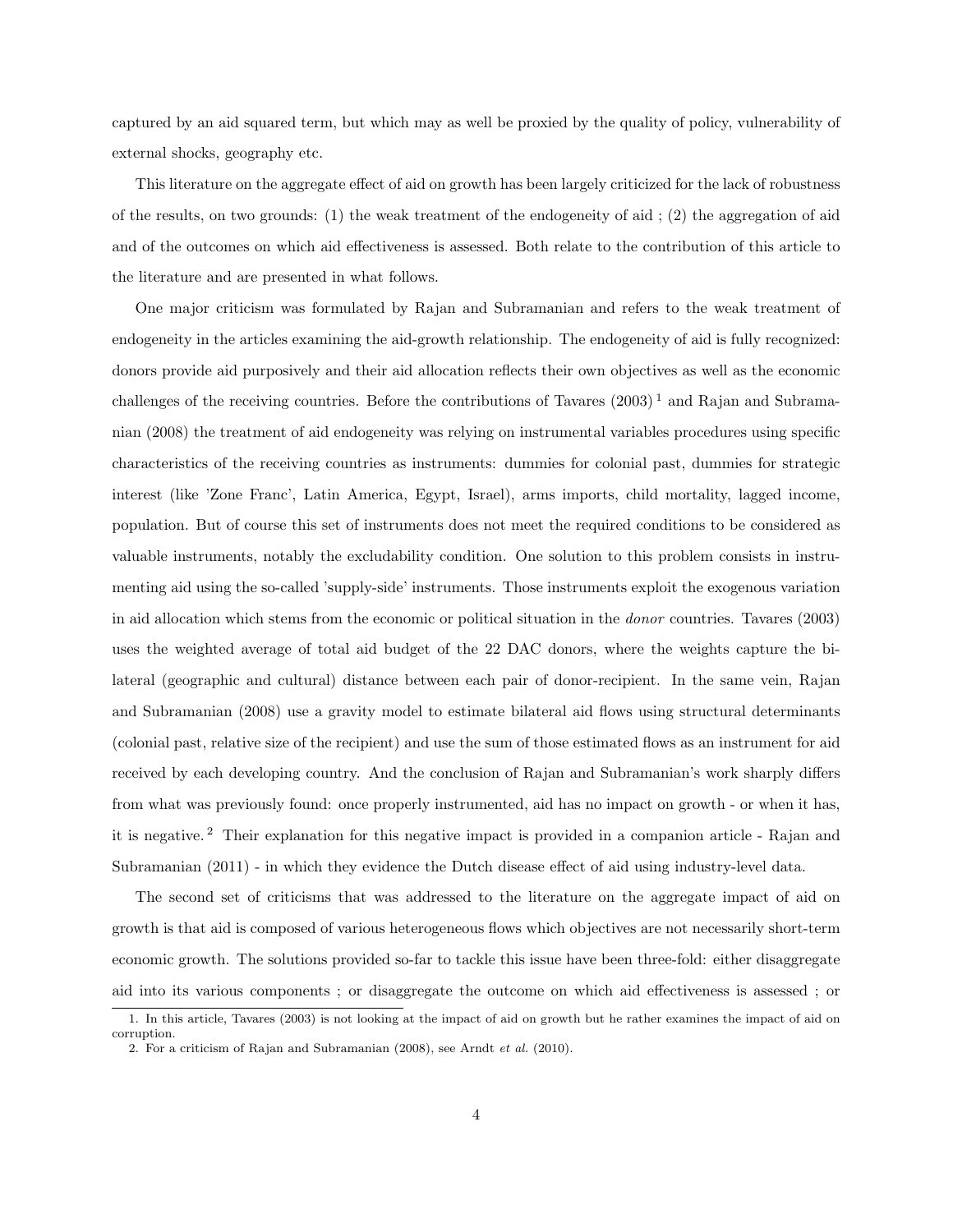captured by an aid squared term, but which may as well be proxied by the quality of policy, vulnerability of external shocks, geography etc.

This literature on the aggregate effect of aid on growth has been largely criticized for the lack of robustness of the results, on two grounds: (1) the weak treatment of the endogeneity of aid ; (2) the aggregation of aid and of the outcomes on which aid effectiveness is assessed. Both relate to the contribution of this article to the literature and are presented in what follows.

One major criticism was formulated by Rajan and Subramanian and refers to the weak treatment of endogeneity in the articles examining the aid-growth relationship. The endogeneity of aid is fully recognized: donors provide aid purposively and their aid allocation reflects their own objectives as well as the economic challenges of the receiving countries. Before the contributions of Tavares (2003) [1] and Rajan and Subramanian (2008) the treatment of aid endogeneity was relying on instrumental variables procedures using specific characteristics of the receiving countries as instruments: dummies for colonial past, dummies for strategic interest (like 'Zone Franc', Latin America, Egypt, Israel), arms imports, child mortality, lagged income, population. But of course this set of instruments does not meet the required conditions to be considered as valuable instruments, notably the excludability condition. One solution to this problem consists in instrumenting aid using the so-called 'supply-side' instruments. Those instruments exploit the exogenous variation in aid allocation which stems from the economic or political situation in the *donor* countries. Tavares (2003) uses the weighted average of total aid budget of the 22 DAC donors, where the weights capture the bilateral (geographic and cultural) distance between each pair of donor-recipient. In the same vein, Rajan and Subramanian (2008) use a gravity model to estimate bilateral aid flows using structural determinants (colonial past, relative size of the recipient) and use the sum of those estimated flows as an instrument for aid received by each developing country. And the conclusion of Rajan and Subramanian's work sharply differs from what was previously found: once properly instrumented, aid has no impact on growth - or when it has, it is negative. [2] Their explanation for this negative impact is provided in a companion article - Rajan and Subramanian (2011) - in which they evidence the Dutch disease effect of aid using industry-level data.

The second set of criticisms that was addressed to the literature on the aggregate impact of aid on growth is that aid is composed of various heterogeneous flows which objectives are not necessarily short-term economic growth. The solutions provided so-far to tackle this issue have been three-fold: either disaggregate aid into its various components ; or disaggregate the outcome on which aid effectiveness is assessed ; or

1. In this article, Tavares (2003) is not looking at the impact of aid on growth but he rather examines the impact of aid on corruption.

2. For a criticism of Rajan and Subramanian (2008), see Arndt *et al.* (2010).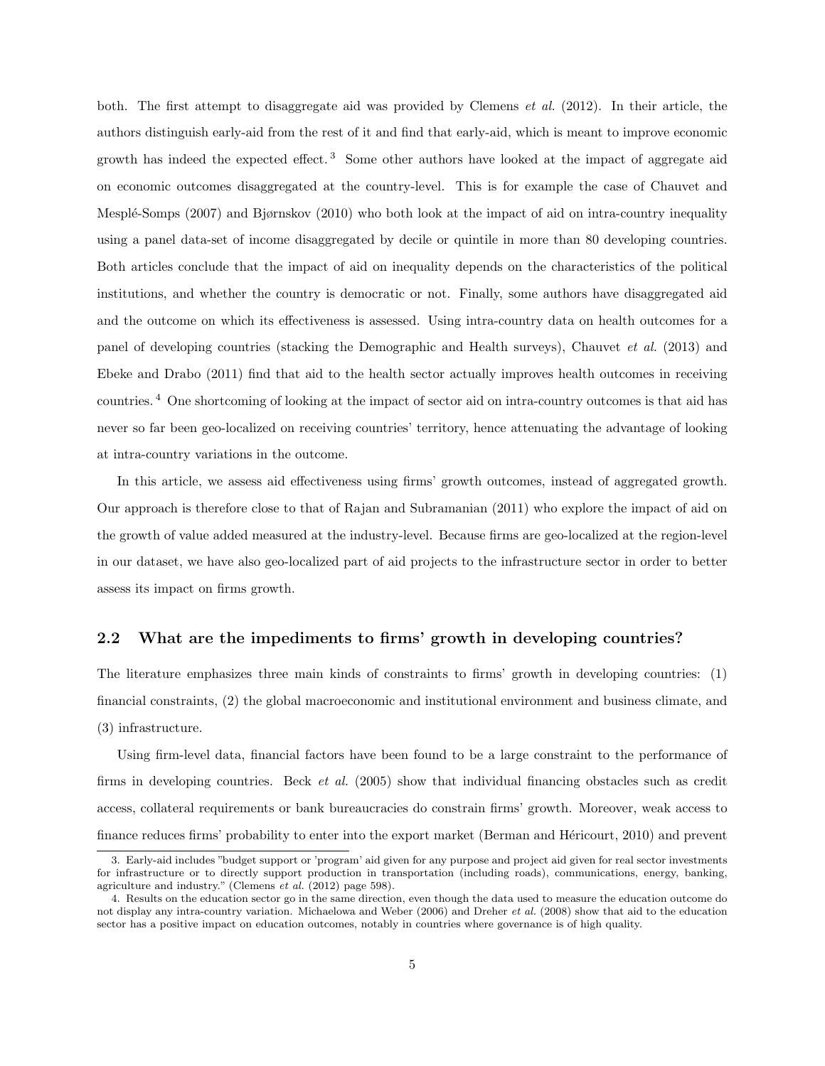both. The first attempt to disaggregate aid was provided by Clemens *et al.* (2012). In their article, the authors distinguish early-aid from the rest of it and find that early-aid, which is meant to improve economic growth has indeed the expected effect.[3] Some other authors have looked at the impact of aggregate aid on economic outcomes disaggregated at the country-level. This is for example the case of Chauvet and Mesplé-Somps (2007) and Bjørnskov (2010) who both look at the impact of aid on intra-country inequality using a panel data-set of income disaggregated by decile or quintile in more than 80 developing countries. Both articles conclude that the impact of aid on inequality depends on the characteristics of the political institutions, and whether the country is democratic or not. Finally, some authors have disaggregated aid and the outcome on which its effectiveness is assessed. Using intra-country data on health outcomes for a panel of developing countries (stacking the Demographic and Health surveys), Chauvet *et al.* (2013) and Ebeke and Drabo (2011) find that aid to the health sector actually improves health outcomes in receiving countries.[4] One shortcoming of looking at the impact of sector aid on intra-country outcomes is that aid has never so far been geo-localized on receiving countries' territory, hence attenuating the advantage of looking at intra-country variations in the outcome.

In this article, we assess aid effectiveness using firms' growth outcomes, instead of aggregated growth. Our approach is therefore close to that of Rajan and Subramanian (2011) who explore the impact of aid on the growth of value added measured at the industry-level. Because firms are geo-localized at the region-level in our dataset, we have also geo-localized part of aid projects to the infrastructure sector in order to better assess its impact on firms growth.

## 2.2 What are the impediments to firms' growth in developing countries?

The literature emphasizes three main kinds of constraints to firms' growth in developing countries: (1) financial constraints, (2) the global macroeconomic and institutional environment and business climate, and (3) infrastructure.

Using firm-level data, financial factors have been found to be a large constraint to the performance of firms in developing countries. Beck *et al.* (2005) show that individual financing obstacles such as credit access, collateral requirements or bank bureaucracies do constrain firms' growth. Moreover, weak access to finance reduces firms' probability to enter into the export market (Berman and Héricourt, 2010) and prevent

3. Early-aid includes "budget support or 'program' aid given for any purpose and project aid given for real sector investments for infrastructure or to directly support production in transportation (including roads), communications, energy, banking, agriculture and industry." (Clemens *et al.* (2012) page 598).

4. Results on the education sector go in the same direction, even though the data used to measure the education outcome do not display any intra-country variation. Michaelowa and Weber (2006) and Dreher *et al.* (2008) show that aid to the education sector has a positive impact on education outcomes, notably in countries where governance is of high quality.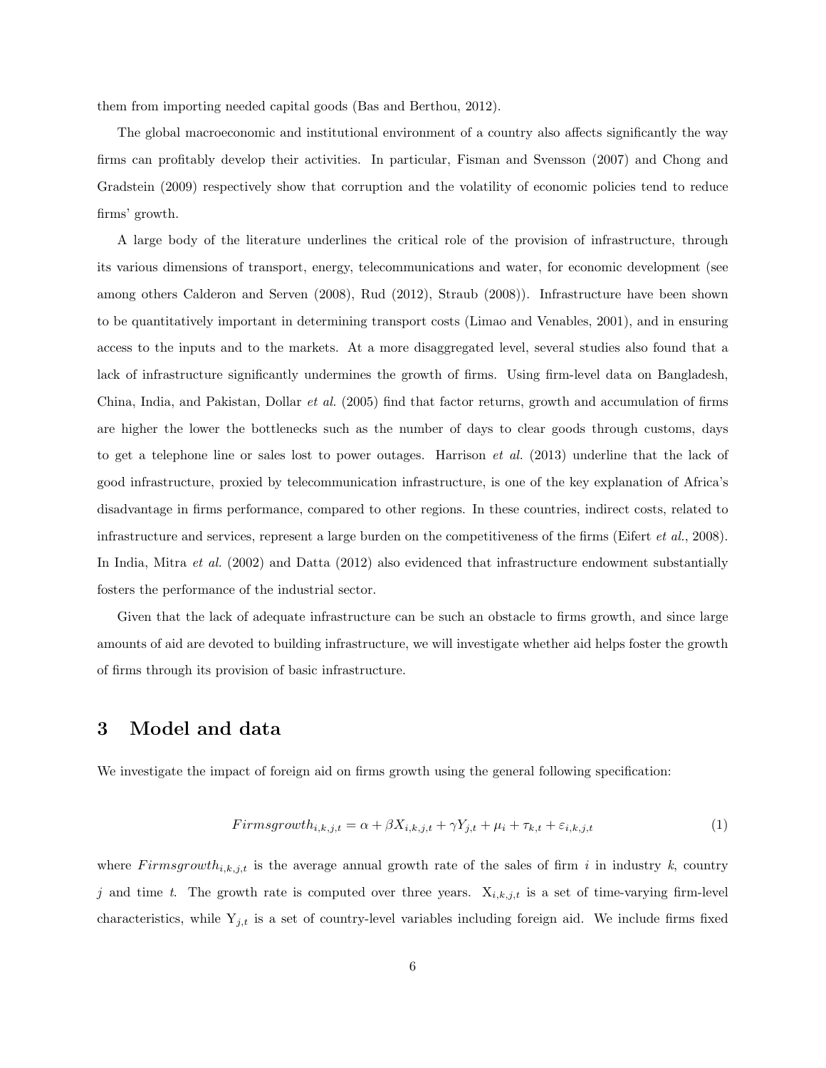them from importing needed capital goods (Bas and Berthou, 2012).

The global macroeconomic and institutional environment of a country also affects significantly the way firms can profitably develop their activities. In particular, Fisman and Svensson (2007) and Chong and Gradstein (2009) respectively show that corruption and the volatility of economic policies tend to reduce firms' growth.

A large body of the literature underlines the critical role of the provision of infrastructure, through its various dimensions of transport, energy, telecommunications and water, for economic development (see among others Calderon and Serven (2008), Rud (2012), Straub (2008)). Infrastructure have been shown to be quantitatively important in determining transport costs (Limao and Venables, 2001), and in ensuring access to the inputs and to the markets. At a more disaggregated level, several studies also found that a lack of infrastructure significantly undermines the growth of firms. Using firm-level data on Bangladesh, China, India, and Pakistan, Dollar *et al.* (2005) find that factor returns, growth and accumulation of firms are higher the lower the bottlenecks such as the number of days to clear goods through customs, days to get a telephone line or sales lost to power outages. Harrison *et al.* (2013) underline that the lack of good infrastructure, proxied by telecommunication infrastructure, is one of the key explanation of Africa's disadvantage in firms performance, compared to other regions. In these countries, indirect costs, related to infrastructure and services, represent a large burden on the competitiveness of the firms (Eifert *et al.*, 2008). In India, Mitra *et al.* (2002) and Datta (2012) also evidenced that infrastructure endowment substantially fosters the performance of the industrial sector.

Given that the lack of adequate infrastructure can be such an obstacle to firms growth, and since large amounts of aid are devoted to building infrastructure, we will investigate whether aid helps foster the growth of firms through its provision of basic infrastructure.

# 3 Model and data

We investigate the impact of foreign aid on firms growth using the general following specification:

$$Firmsgrowth_{i,k,j,t} = \alpha + \beta X_{i,k,j,t} + \gamma Y_{j,t} + \mu_i + \tau_{k,t} + \varepsilon_{i,k,j,t} \tag{1}$$

where $Firmsgrowth_{i,k,j,t}$ is the average annual growth rate of the sales of firm $i$ in industry $k$, country $j$ and time $t$. The growth rate is computed over three years. $X_{i,k,j,t}$ is a set of time-varying firm-level characteristics, while $Y_{j,t}$ is a set of country-level variables including foreign aid. We include firms fixed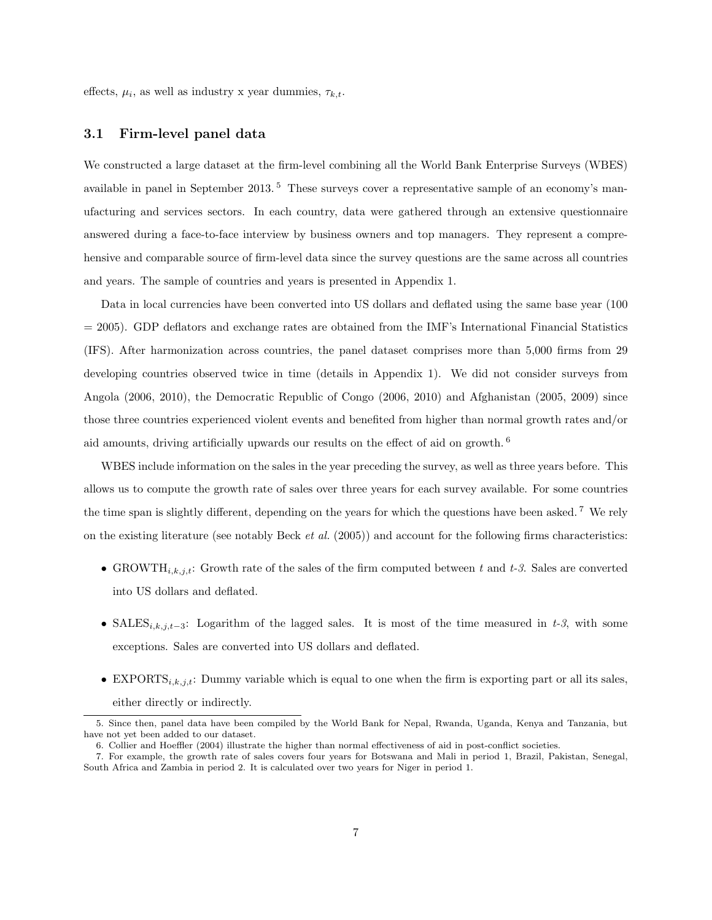effects, $\mu_i$, as well as industry x year dummies, $\tau_{k,t}$.

### 3.1 Firm-level panel data

We constructed a large dataset at the firm-level combining all the World Bank Enterprise Surveys (WBES) available in panel in September 2013.[5] These surveys cover a representative sample of an economy's manufacturing and services sectors. In each country, data were gathered through an extensive questionnaire answered during a face-to-face interview by business owners and top managers. They represent a comprehensive and comparable source of firm-level data since the survey questions are the same across all countries and years. The sample of countries and years is presented in Appendix 1.

Data in local currencies have been converted into US dollars and deflated using the same base year (100 = 2005). GDP deflators and exchange rates are obtained from the IMF's International Financial Statistics (IFS). After harmonization across countries, the panel dataset comprises more than 5,000 firms from 29 developing countries observed twice in time (details in Appendix 1). We did not consider surveys from Angola (2006, 2010), the Democratic Republic of Congo (2006, 2010) and Afghanistan (2005, 2009) since those three countries experienced violent events and benefited from higher than normal growth rates and/or aid amounts, driving artificially upwards our results on the effect of aid on growth.[6]

WBES include information on the sales in the year preceding the survey, as well as three years before. This allows us to compute the growth rate of sales over three years for each survey available. For some countries the time span is slightly different, depending on the years for which the questions have been asked.[7] We rely on the existing literature (see notably Beck *et al.* (2005)) and account for the following firms characteristics:

- $\text{GROWTH}_{i,k,j,t}$: Growth rate of the sales of the firm computed between *t* and *t-3*. Sales are converted into US dollars and deflated.
- $\text{SALES}_{i,k,j,t-3}$: Logarithm of the lagged sales. It is most of the time measured in *t-3*, with some exceptions. Sales are converted into US dollars and deflated.
- $\text{EXPORTS}_{i,k,j,t}$: Dummy variable which is equal to one when the firm is exporting part or all its sales, either directly or indirectly.

5. Since then, panel data have been compiled by the World Bank for Nepal, Rwanda, Uganda, Kenya and Tanzania, but have not yet been added to our dataset.

6. Collier and Hoeffler (2004) illustrate the higher than normal effectiveness of aid in post-conflict societies.

7. For example, the growth rate of sales covers four years for Botswana and Mali in period 1, Brazil, Pakistan, Senegal, South Africa and Zambia in period 2. It is calculated over two years for Niger in period 1.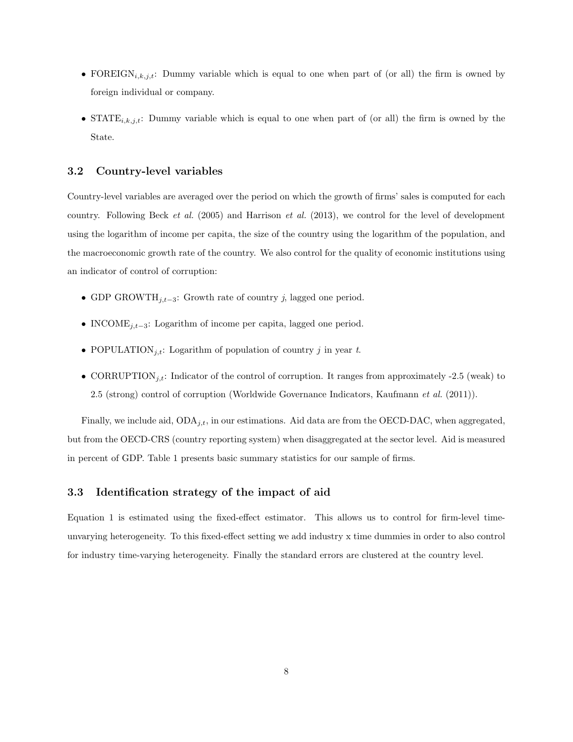- $\text{FOREIGN}_{i,k,j,t}$: Dummy variable which is equal to one when part of (or all) the firm is owned by foreign individual or company.

- $\text{STATE}_{i,k,j,t}$: Dummy variable which is equal to one when part of (or all) the firm is owned by the State.

### 3.2 Country-level variables

Country-level variables are averaged over the period on which the growth of firms' sales is computed for each country. Following Beck *et al.* (2005) and Harrison *et al.* (2013), we control for the level of development using the logarithm of income per capita, the size of the country using the logarithm of the population, and the macroeconomic growth rate of the country. We also control for the quality of economic institutions using an indicator of control of corruption:

- $\text{GDP GROWTH}_{j,t-3}$: Growth rate of country *j*, lagged one period.

- $\text{INCOME}_{j,t-3}$: Logarithm of income per capita, lagged one period.

- $\text{POPULATION}_{j,t}$: Logarithm of population of country $j$ in year $t$.

- $\text{CORRUPTION}_{j,t}$: Indicator of the control of corruption. It ranges from approximately -2.5 (weak) to 2.5 (strong) control of corruption (Worldwide Governance Indicators, Kaufmann *et al.* (2011)).

Finally, we include aid, $\text{ODA}_{j,t}$, in our estimations. Aid data are from the OECD-DAC, when aggregated, but from the OECD-CRS (country reporting system) when disaggregated at the sector level. Aid is measured in percent of GDP. Table 1 presents basic summary statistics for our sample of firms.

### 3.3 Identification strategy of the impact of aid

Equation 1 is estimated using the fixed-effect estimator. This allows us to control for firm-level time-unvarying heterogeneity. To this fixed-effect setting we add industry x time dummies in order to also control for industry time-varying heterogeneity. Finally the standard errors are clustered at the country level.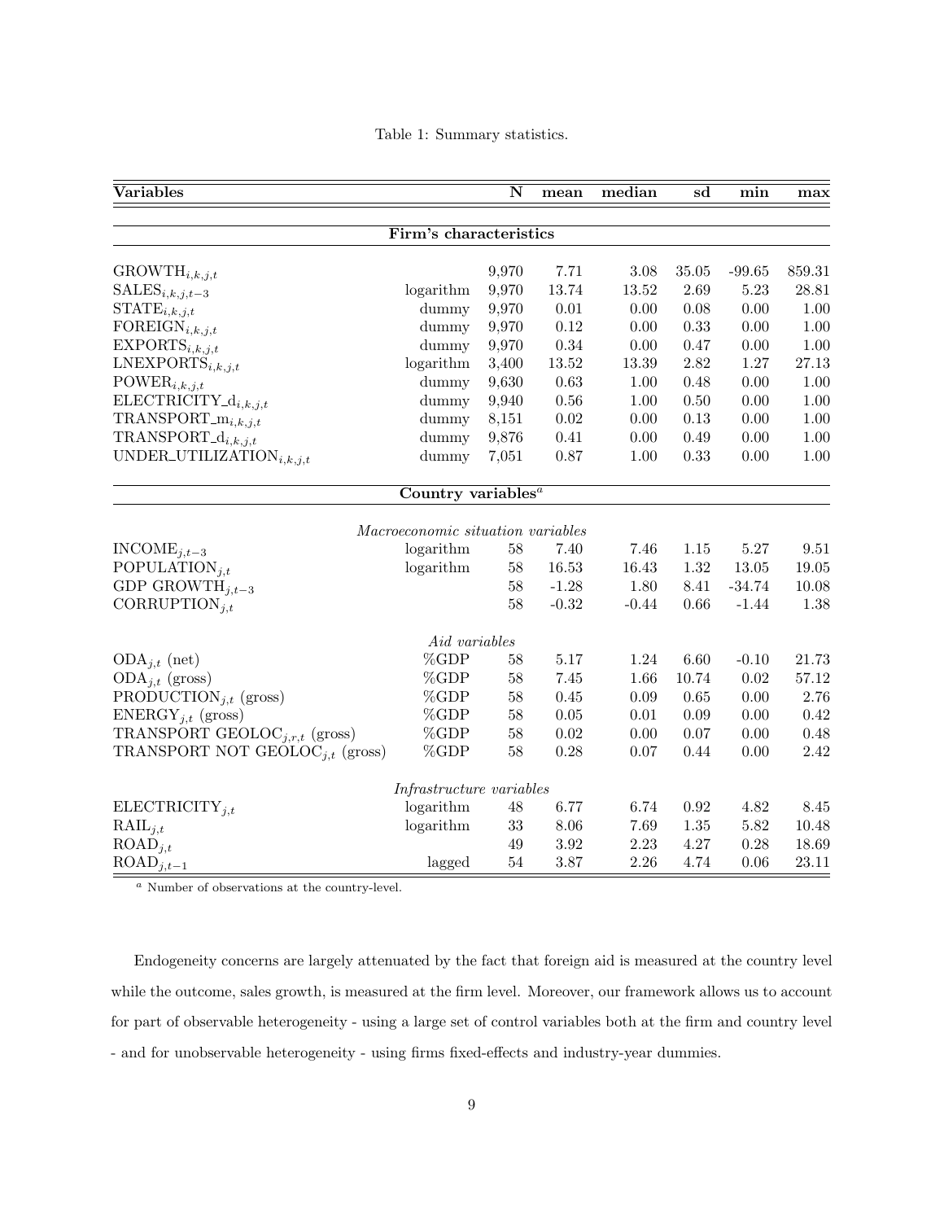Table 1: Summary statistics.

| Variables | | N | mean | median | sd | min | max |
|---|---|---|---|---|---|---|---|
| **Firm's characteristics** | | | | | | | |
| $\text{GROWTH}_{i,k,j,t}$ | | 9,970 | 7.71 | 3.08 | 35.05 | -99.65 | 859.31 |
| $\text{SALES}_{i,k,j,t-3}$ | logarithm | 9,970 | 13.74 | 13.52 | 2.69 | 5.23 | 28.81 |
| $\text{STATE}_{i,k,j,t}$ | dummy | 9,970 | 0.01 | 0.00 | 0.08 | 0.00 | 1.00 |
| $\text{FOREIGN}_{i,k,j,t}$ | dummy | 9,970 | 0.12 | 0.00 | 0.33 | 0.00 | 1.00 |
| $\text{EXPORTS}_{i,k,j,t}$ | dummy | 9,970 | 0.34 | 0.00 | 0.47 | 0.00 | 1.00 |
| $\text{LNEXPORTS}_{i,k,j,t}$ | logarithm | 3,400 | 13.52 | 13.39 | 2.82 | 1.27 | 27.13 |
| $\text{POWER}_{i,k,j,t}$ | dummy | 9,630 | 0.63 | 1.00 | 0.48 | 0.00 | 1.00 |
| $\text{ELECTRICITY\_d}_{i,k,j,t}$ | dummy | 9,940 | 0.56 | 1.00 | 0.50 | 0.00 | 1.00 |
| $\text{TRANSPORT\_m}_{i,k,j,t}$ | dummy | 8,151 | 0.02 | 0.00 | 0.13 | 0.00 | 1.00 |
| $\text{TRANSPORT\_d}_{i,k,j,t}$ | dummy | 9,876 | 0.41 | 0.00 | 0.49 | 0.00 | 1.00 |
| $\text{UNDER\_UTILIZATION}_{i,k,j,t}$ | dummy | 7,051 | 0.87 | 1.00 | 0.33 | 0.00 | 1.00 |
| **Country variables**[a] | | | | | | | |
| *Macroeconomic situation variables* | | | | | | | |
| $\text{INCOME}_{j,t-3}$ | logarithm | 58 | 7.40 | 7.46 | 1.15 | 5.27 | 9.51 |
| $\text{POPULATION}_{j,t}$ | logarithm | 58 | 16.53 | 16.43 | 1.32 | 13.05 | 19.05 |
| $\text{GDP GROWTH}_{j,t-3}$ | | 58 | -1.28 | 1.80 | 8.41 | -34.74 | 10.08 |
| $\text{CORRUPTION}_{j,t}$ | | 58 | -0.32 | -0.44 | 0.66 | -1.44 | 1.38 |
| *Aid variables* | | | | | | | |
| $\text{ODA}_{j,t}$ (net) | %GDP | 58 | 5.17 | 1.24 | 6.60 | -0.10 | 21.73 |
| $\text{ODA}_{j,t}$ (gross) | %GDP | 58 | 7.45 | 1.66 | 10.74 | 0.02 | 57.12 |
| $\text{PRODUCTION}_{j,t}$ (gross) | %GDP | 58 | 0.45 | 0.09 | 0.65 | 0.00 | 2.76 |
| $\text{ENERGY}_{j,t}$ (gross) | %GDP | 58 | 0.05 | 0.01 | 0.09 | 0.00 | 0.42 |
| $\text{TRANSPORT GEOLOC}_{j,r,t}$ (gross) | %GDP | 58 | 0.02 | 0.00 | 0.07 | 0.00 | 0.48 |
| $\text{TRANSPORT NOT GEOLOC}_{j,t}$ (gross) | %GDP | 58 | 0.28 | 0.07 | 0.44 | 0.00 | 2.42 |
| *Infrastructure variables* | | | | | | | |
| $\text{ELECTRICITY}_{j,t}$ | logarithm | 48 | 6.77 | 6.74 | 0.92 | 4.82 | 8.45 |
| $\text{RAIL}_{j,t}$ | logarithm | 33 | 8.06 | 7.69 | 1.35 | 5.82 | 10.48 |
| $\text{ROAD}_{j,t}$ | | 49 | 3.92 | 2.23 | 4.27 | 0.28 | 18.69 |
| $\text{ROAD}_{j,t-1}$ | lagged | 54 | 3.87 | 2.26 | 4.74 | 0.06 | 23.11 |

[a] Number of observations at the country-level.

Endogeneity concerns are largely attenuated by the fact that foreign aid is measured at the country level while the outcome, sales growth, is measured at the firm level. Moreover, our framework allows us to account for part of observable heterogeneity - using a large set of control variables both at the firm and country level - and for unobservable heterogeneity - using firms fixed-effects and industry-year dummies.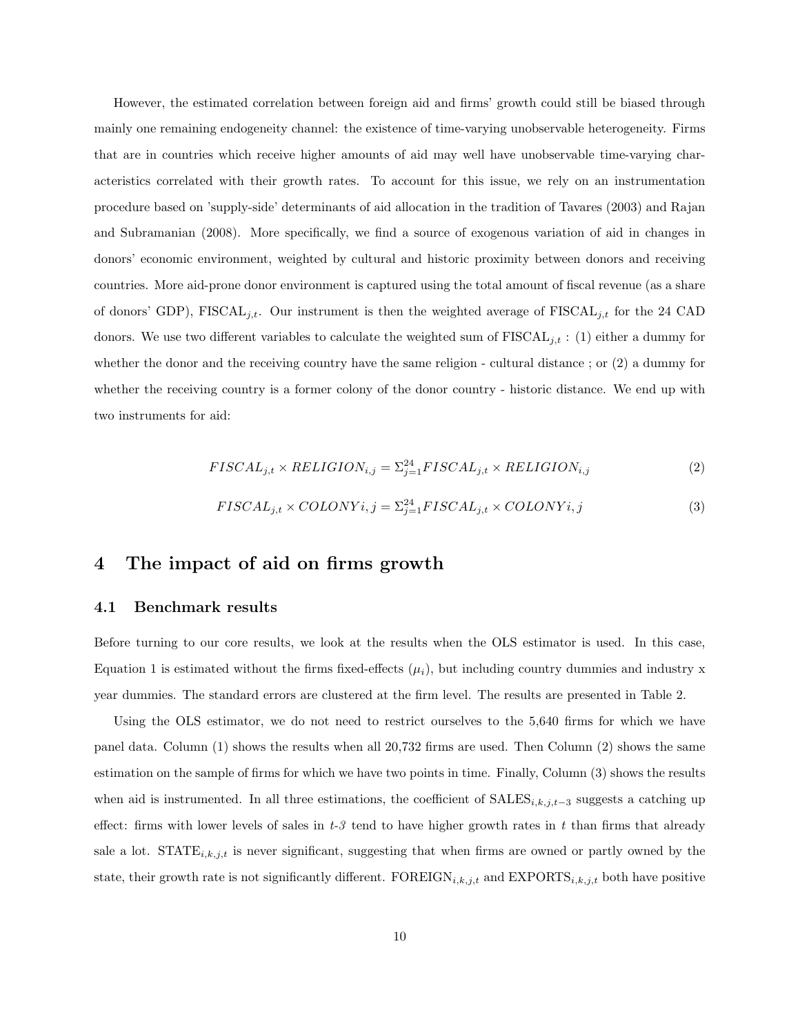However, the estimated correlation between foreign aid and firms' growth could still be biased through mainly one remaining endogeneity channel: the existence of time-varying unobservable heterogeneity. Firms that are in countries which receive higher amounts of aid may well have unobservable time-varying characteristics correlated with their growth rates. To account for this issue, we rely on an instrumentation procedure based on 'supply-side' determinants of aid allocation in the tradition of Tavares (2003) and Rajan and Subramanian (2008). More specifically, we find a source of exogenous variation of aid in changes in donors' economic environment, weighted by cultural and historic proximity between donors and receiving countries. More aid-prone donor environment is captured using the total amount of fiscal revenue (as a share of donors' GDP), $\text{FISCAL}_{j,t}$. Our instrument is then the weighted average of $\text{FISCAL}_{j,t}$ for the 24 CAD donors. We use two different variables to calculate the weighted sum of $\text{FISCAL}_{j,t}$ : (1) either a dummy for whether the donor and the receiving country have the same religion - cultural distance ; or (2) a dummy for whether the receiving country is a former colony of the donor country - historic distance. We end up with two instruments for aid:

$$FISCAL_{j,t} \times RELIGION_{i,j} = \Sigma_{j=1}^{24} FISCAL_{j,t} \times RELIGION_{i,j} \tag{2}$$

$$FISCAL_{j,t} \times COLONY i,j = \Sigma_{j=1}^{24} FISCAL_{j,t} \times COLONY i,j \tag{3}$$

# 4 The impact of aid on firms growth

## 4.1 Benchmark results

Before turning to our core results, we look at the results when the OLS estimator is used. In this case, Equation 1 is estimated without the firms fixed-effects ($\mu_i$), but including country dummies and industry x year dummies. The standard errors are clustered at the firm level. The results are presented in Table 2.

Using the OLS estimator, we do not need to restrict ourselves to the 5,640 firms for which we have panel data. Column (1) shows the results when all 20,732 firms are used. Then Column (2) shows the same estimation on the sample of firms for which we have two points in time. Finally, Column (3) shows the results when aid is instrumented. In all three estimations, the coefficient of $\text{SALES}_{i,k,j,t-3}$ suggests a catching up effect: firms with lower levels of sales in *t-3* tend to have higher growth rates in *t* than firms that already sale a lot. $\text{STATE}_{i,k,j,t}$ is never significant, suggesting that when firms are owned or partly owned by the state, their growth rate is not significantly different. $\text{FOREIGN}_{i,k,j,t}$ and $\text{EXPORTS}_{i,k,j,t}$ both have positive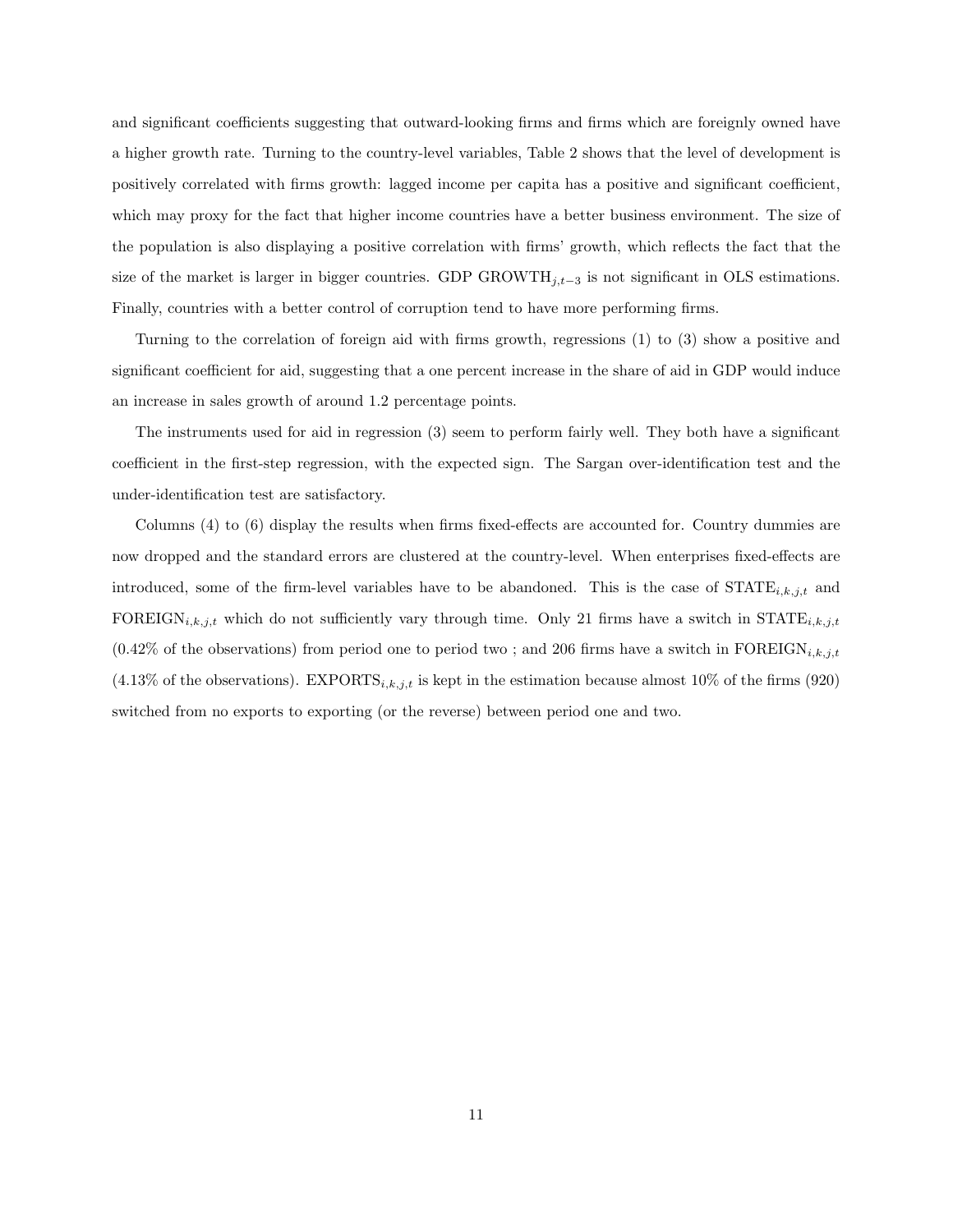and significant coefficients suggesting that outward-looking firms and firms which are foreignly owned have a higher growth rate. Turning to the country-level variables, Table 2 shows that the level of development is positively correlated with firms growth: lagged income per capita has a positive and significant coefficient, which may proxy for the fact that higher income countries have a better business environment. The size of the population is also displaying a positive correlation with firms' growth, which reflects the fact that the size of the market is larger in bigger countries. GDP $\text{GROWTH}_{j,t-3}$ is not significant in OLS estimations. Finally, countries with a better control of corruption tend to have more performing firms.

Turning to the correlation of foreign aid with firms growth, regressions (1) to (3) show a positive and significant coefficient for aid, suggesting that a one percent increase in the share of aid in GDP would induce an increase in sales growth of around 1.2 percentage points.

The instruments used for aid in regression (3) seem to perform fairly well. They both have a significant coefficient in the first-step regression, with the expected sign. The Sargan over-identification test and the under-identification test are satisfactory.

Columns (4) to (6) display the results when firms fixed-effects are accounted for. Country dummies are now dropped and the standard errors are clustered at the country-level. When enterprises fixed-effects are introduced, some of the firm-level variables have to be abandoned. This is the case of $\text{STATE}_{i,k,j,t}$ and $\text{FOREIGN}_{i,k,j,t}$ which do not sufficiently vary through time. Only 21 firms have a switch in $\text{STATE}_{i,k,j,t}$ (0.42% of the observations) from period one to period two ; and 206 firms have a switch in $\text{FOREIGN}_{i,k,j,t}$ (4.13% of the observations). $\text{EXPORTS}_{i,k,j,t}$ is kept in the estimation because almost 10% of the firms (920) switched from no exports to exporting (or the reverse) between period one and two.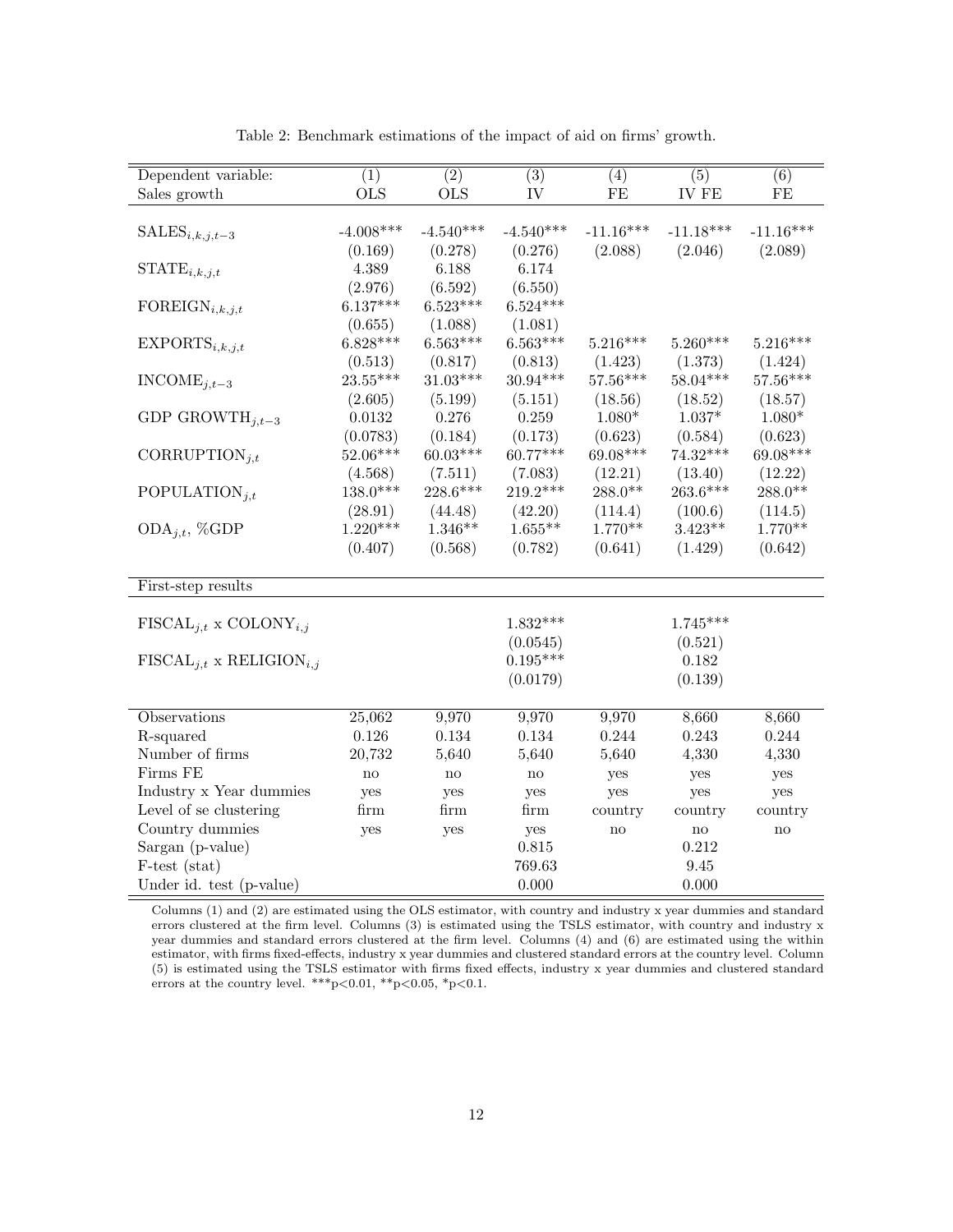Table 2: Benchmark estimations of the impact of aid on firms' growth.

| Dependent variable: | (1) | (2) | (3) | (4) | (5) | (6) |
|---|---|---|---|---|---|---|
| Sales growth | OLS | OLS | IV | FE | IV FE | FE |
| $SALES_{i,k,j,t-3}$ | -4.008*** | -4.540*** | -4.540*** | -11.16*** | -11.18*** | -11.16*** |
| | (0.169) | (0.278) | (0.276) | (2.088) | (2.046) | (2.089) |
| $STATE_{i,k,j,t}$ | 4.389 | 6.188 | 6.174 | | | |
| | (2.976) | (6.592) | (6.550) | | | |
| $FOREIGN_{i,k,j,t}$ | 6.137*** | 6.523*** | 6.524*** | | | |
| | (0.655) | (1.088) | (1.081) | | | |
| $EXPORTS_{i,k,j,t}$ | 6.828*** | 6.563*** | 6.563*** | 5.216*** | 5.260*** | 5.216*** |
| | (0.513) | (0.817) | (0.813) | (1.423) | (1.373) | (1.424) |
| $INCOME_{j,t-3}$ | 23.55*** | 31.03*** | 30.94*** | 57.56*** | 58.04*** | 57.56*** |
| | (2.605) | (5.199) | (5.151) | (18.56) | (18.52) | (18.57) |
| GDP $GROWTH_{j,t-3}$ | 0.0132 | 0.276 | 0.259 | 1.080* | 1.037* | 1.080* |
| | (0.0783) | (0.184) | (0.173) | (0.623) | (0.584) | (0.623) |
| $CORRUPTION_{j,t}$ | 52.06*** | 60.03*** | 60.77*** | 69.08*** | 74.32*** | 69.08*** |
| | (4.568) | (7.511) | (7.083) | (12.21) | (13.40) | (12.22) |
| $POPULATION_{j,t}$ | 138.0*** | 228.6*** | 219.2*** | 288.0** | 263.6*** | 288.0** |
| | (28.91) | (44.48) | (42.20) | (114.4) | (100.6) | (114.5) |
| $ODA_{j,t}$, %GDP | 1.220*** | 1.346** | 1.655** | 1.770** | 3.423** | 1.770** |
| | (0.407) | (0.568) | (0.782) | (0.641) | (1.429) | (0.642) |
| First-step results | | | | | | |
| $FISCAL_{j,t}$ x $COLONY_{i,j}$ | | | 1.832*** | | 1.745*** | |
| | | | (0.0545) | | (0.521) | |
| $FISCAL_{j,t}$ x $RELIGION_{i,j}$ | | | 0.195*** | | 0.182 | |
| | | | (0.0179) | | (0.139) | |
| Observations | 25,062 | 9,970 | 9,970 | 9,970 | 8,660 | 8,660 |
| R-squared | 0.126 | 0.134 | 0.134 | 0.244 | 0.243 | 0.244 |
| Number of firms | 20,732 | 5,640 | 5,640 | 5,640 | 4,330 | 4,330 |
| Firms FE | no | no | no | yes | yes | yes |
| Industry x Year dummies | yes | yes | yes | yes | yes | yes |
| Level of se clustering | firm | firm | firm | country | country | country |
| Country dummies | yes | yes | yes | no | no | no |
| Sargan (p-value) | | | 0.815 | | 0.212 | |
| F-test (stat) | | | 769.63 | | 9.45 | |
| Under id. test (p-value) | | | 0.000 | | 0.000 | |

Columns (1) and (2) are estimated using the OLS estimator, with country and industry x year dummies and standard errors clustered at the firm level. Columns (3) is estimated using the TSLS estimator, with country and industry x year dummies and standard errors clustered at the firm level. Columns (4) and (6) are estimated using the within estimator, with firms fixed-effects, industry x year dummies and clustered standard errors at the country level. Column (5) is estimated using the TSLS estimator with firms fixed effects, industry x year dummies and clustered standard errors at the country level. ***p<0.01, **p<0.05, *p<0.1.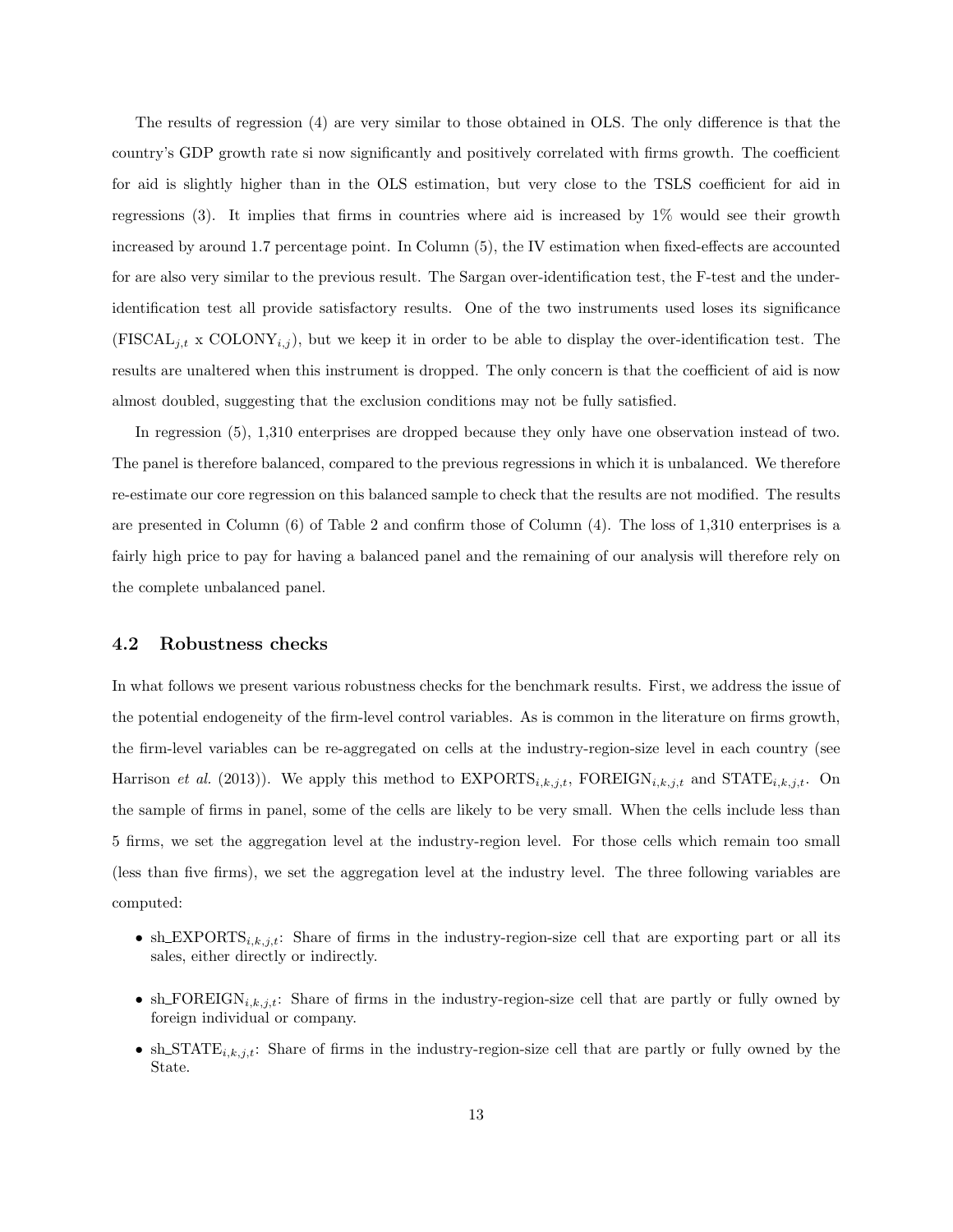The results of regression (4) are very similar to those obtained in OLS. The only difference is that the country's GDP growth rate si now significantly and positively correlated with firms growth. The coefficient for aid is slightly higher than in the OLS estimation, but very close to the TSLS coefficient for aid in regressions (3). It implies that firms in countries where aid is increased by 1% would see their growth increased by around 1.7 percentage point. In Column (5), the IV estimation when fixed-effects are accounted for are also very similar to the previous result. The Sargan over-identification test, the F-test and the under-identification test all provide satisfactory results. One of the two instruments used loses its significance ($\text{FISCAL}_{j,t}$ x $\text{COLONY}_{i,j}$), but we keep it in order to be able to display the over-identification test. The results are unaltered when this instrument is dropped. The only concern is that the coefficient of aid is now almost doubled, suggesting that the exclusion conditions may not be fully satisfied.

In regression (5), 1,310 enterprises are dropped because they only have one observation instead of two. The panel is therefore balanced, compared to the previous regressions in which it is unbalanced. We therefore re-estimate our core regression on this balanced sample to check that the results are not modified. The results are presented in Column (6) of Table 2 and confirm those of Column (4). The loss of 1,310 enterprises is a fairly high price to pay for having a balanced panel and the remaining of our analysis will therefore rely on the complete unbalanced panel.

### 4.2 Robustness checks

In what follows we present various robustness checks for the benchmark results. First, we address the issue of the potential endogeneity of the firm-level control variables. As is common in the literature on firms growth, the firm-level variables can be re-aggregated on cells at the industry-region-size level in each country (see Harrison *et al.* (2013)). We apply this method to $\text{EXPORTS}_{i,k,j,t}$, $\text{FOREIGN}_{i,k,j,t}$ and $\text{STATE}_{i,k,j,t}$. On the sample of firms in panel, some of the cells are likely to be very small. When the cells include less than 5 firms, we set the aggregation level at the industry-region level. For those cells which remain too small (less than five firms), we set the aggregation level at the industry level. The three following variables are computed:

- $\text{sh\_EXPORTS}_{i,k,j,t}$: Share of firms in the industry-region-size cell that are exporting part or all its sales, either directly or indirectly.
- $\text{sh\_FOREIGN}_{i,k,j,t}$: Share of firms in the industry-region-size cell that are partly or fully owned by foreign individual or company.
- $\text{sh\_STATE}_{i,k,j,t}$: Share of firms in the industry-region-size cell that are partly or fully owned by the State.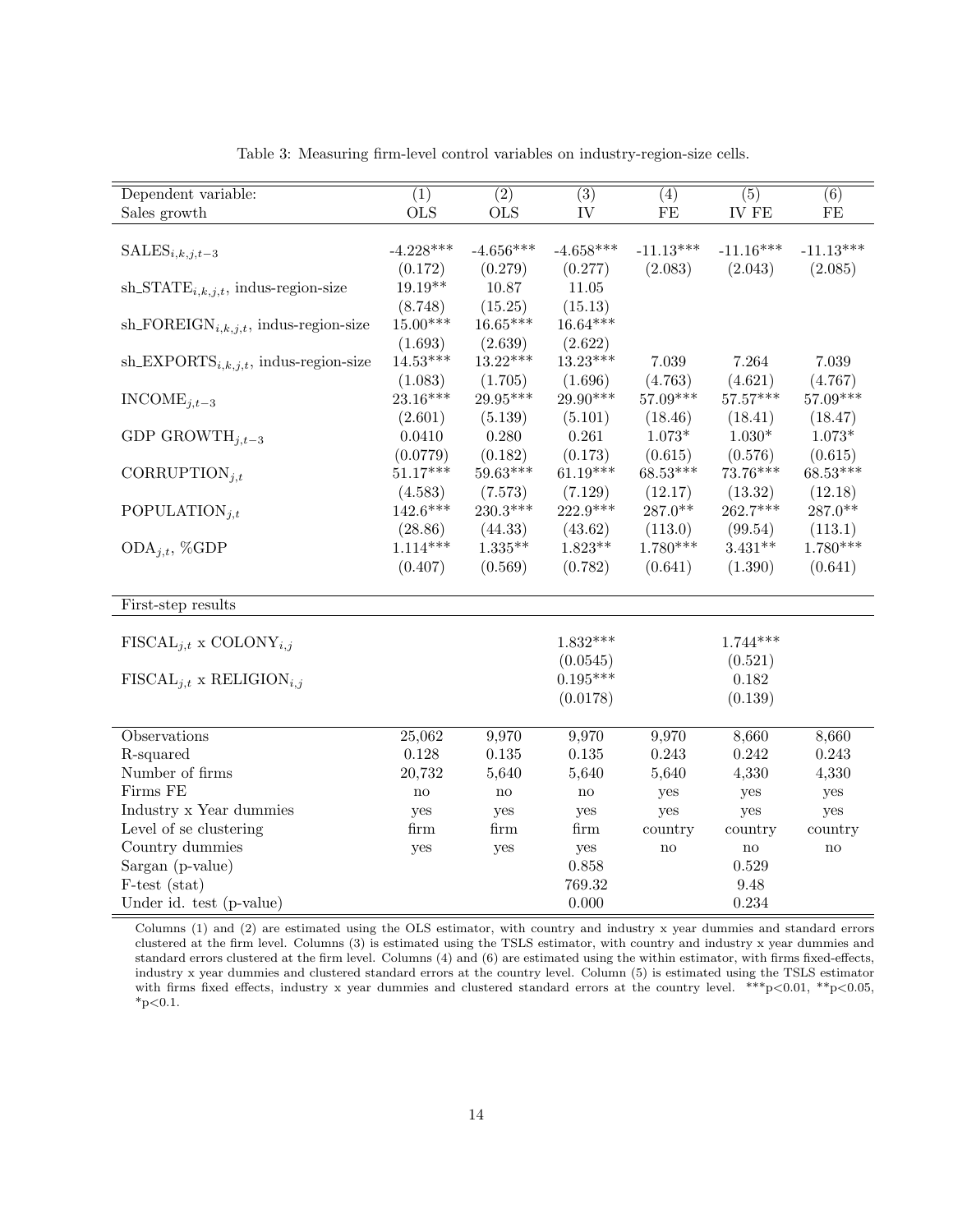Table 3: Measuring firm-level control variables on industry-region-size cells.

| Dependent variable: | (1) | (2) | (3) | (4) | (5) | (6) |
|---|---|---|---|---|---|---|
| Sales growth | OLS | OLS | IV | FE | IV FE | FE |
| $SALES_{i,k,j,t-3}$ | -4.228*** | -4.656*** | -4.658*** | -11.13*** | -11.16*** | -11.13*** |
| | (0.172) | (0.279) | (0.277) | (2.083) | (2.043) | (2.085) |
| $sh\_STATE_{i,k,j,t}$, indus-region-size | 19.19** | 10.87 | 11.05 | | | |
| | (8.748) | (15.25) | (15.13) | | | |
| $sh\_FOREIGN_{i,k,j,t}$, indus-region-size | 15.00*** | 16.65*** | 16.64*** | | | |
| | (1.693) | (2.639) | (2.622) | | | |
| $sh\_EXPORTS_{i,k,j,t}$, indus-region-size | 14.53*** | 13.22*** | 13.23*** | 7.039 | 7.264 | 7.039 |
| | (1.083) | (1.705) | (1.696) | (4.763) | (4.621) | (4.767) |
| $INCOME_{j,t-3}$ | 23.16*** | 29.95*** | 29.90*** | 57.09*** | 57.57*** | 57.09*** |
| | (2.601) | (5.139) | (5.101) | (18.46) | (18.41) | (18.47) |
| GDP $GROWTH_{j,t-3}$ | 0.0410 | 0.280 | 0.261 | 1.073* | 1.030* | 1.073* |
| | (0.0779) | (0.182) | (0.173) | (0.615) | (0.576) | (0.615) |
| $CORRUPTION_{j,t}$ | 51.17*** | 59.63*** | 61.19*** | 68.53*** | 73.76*** | 68.53*** |
| | (4.583) | (7.573) | (7.129) | (12.17) | (13.32) | (12.18) |
| $POPULATION_{j,t}$ | 142.6*** | 230.3*** | 222.9*** | 287.0** | 262.7*** | 287.0** |
| | (28.86) | (44.33) | (43.62) | (113.0) | (99.54) | (113.1) |
| $ODA_{j,t}$, %GDP | 1.114*** | 1.335** | 1.823** | 1.780*** | 3.431** | 1.780*** |
| | (0.407) | (0.569) | (0.782) | (0.641) | (1.390) | (0.641) |
| First-step results | | | | | | |
| $FISCAL_{j,t}$ x $COLONY_{i,j}$ | | | 1.832*** | | 1.744*** | |
| | | | (0.0545) | | (0.521) | |
| $FISCAL_{j,t}$ x $RELIGION_{i,j}$ | | | 0.195*** | | 0.182 | |
| | | | (0.0178) | | (0.139) | |
| Observations | 25,062 | 9,970 | 9,970 | 9,970 | 8,660 | 8,660 |
| R-squared | 0.128 | 0.135 | 0.135 | 0.243 | 0.242 | 0.243 |
| Number of firms | 20,732 | 5,640 | 5,640 | 5,640 | 4,330 | 4,330 |
| Firms FE | no | no | no | yes | yes | yes |
| Industry x Year dummies | yes | yes | yes | yes | yes | yes |
| Level of se clustering | firm | firm | firm | country | country | country |
| Country dummies | yes | yes | yes | no | no | no |
| Sargan (p-value) | | | 0.858 | | 0.529 | |
| F-test (stat) | | | 769.32 | | 9.48 | |
| Under id. test (p-value) | | | 0.000 | | 0.234 | |

Columns (1) and (2) are estimated using the OLS estimator, with country and industry x year dummies and standard errors clustered at the firm level. Columns (3) is estimated using the TSLS estimator, with country and industry x year dummies and standard errors clustered at the firm level. Columns (4) and (6) are estimated using the within estimator, with firms fixed-effects, industry x year dummies and clustered standard errors at the country level. Column (5) is estimated using the TSLS estimator with firms fixed effects, industry x year dummies and clustered standard errors at the country level. ***p<0.01, **p<0.05, *p<0.1.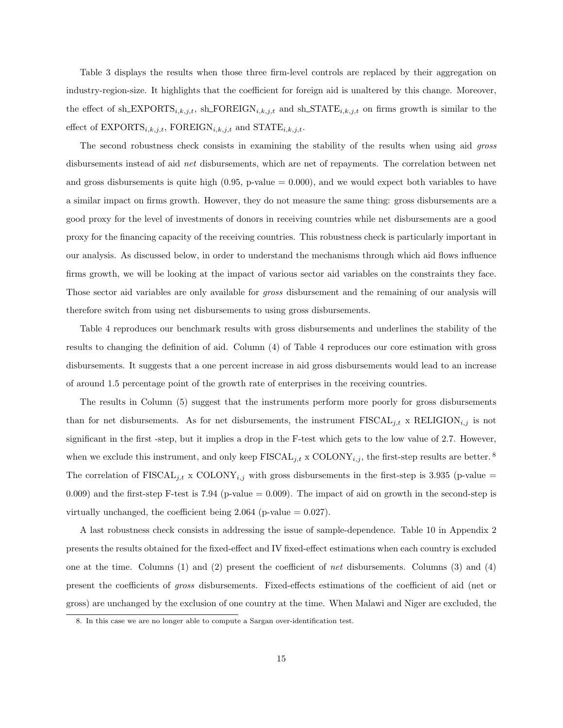Table 3 displays the results when those three firm-level controls are replaced by their aggregation on industry-region-size. It highlights that the coefficient for foreign aid is unaltered by this change. Moreover, the effect of $\text{sh\_EXPORTS}_{i,k,j,t}$, $\text{sh\_FOREIGN}_{i,k,j,t}$ and $\text{sh\_STATE}_{i,k,j,t}$ on firms growth is similar to the effect of $\text{EXPORTS}_{i,k,j,t}$, $\text{FOREIGN}_{i,k,j,t}$ and $\text{STATE}_{i,k,j,t}$.

The second robustness check consists in examining the stability of the results when using aid *gross* disbursements instead of aid *net* disbursements, which are net of repayments. The correlation between net and gross disbursements is quite high (0.95, p-value = 0.000), and we would expect both variables to have a similar impact on firms growth. However, they do not measure the same thing: gross disbursements are a good proxy for the level of investments of donors in receiving countries while net disbursements are a good proxy for the financing capacity of the receiving countries. This robustness check is particularly important in our analysis. As discussed below, in order to understand the mechanisms through which aid flows influence firms growth, we will be looking at the impact of various sector aid variables on the constraints they face. Those sector aid variables are only available for *gross* disbursement and the remaining of our analysis will therefore switch from using net disbursements to using gross disbursements.

Table 4 reproduces our benchmark results with gross disbursements and underlines the stability of the results to changing the definition of aid. Column (4) of Table 4 reproduces our core estimation with gross disbursements. It suggests that a one percent increase in aid gross disbursements would lead to an increase of around 1.5 percentage point of the growth rate of enterprises in the receiving countries.

The results in Column (5) suggest that the instruments perform more poorly for gross disbursements than for net disbursements. As for net disbursements, the instrument $\text{FISCAL}_{j,t}$ x $\text{RELIGION}_{i,j}$ is not significant in the first -step, but it implies a drop in the F-test which gets to the low value of 2.7. However, when we exclude this instrument, and only keep $\text{FISCAL}_{j,t}$ x $\text{COLONY}_{i,j}$, the first-step results are better.[8] The correlation of $\text{FISCAL}_{j,t}$ x $\text{COLONY}_{i,j}$ with gross disbursements in the first-step is 3.935 (p-value = 0.009) and the first-step F-test is 7.94 (p-value = 0.009). The impact of aid on growth in the second-step is virtually unchanged, the coefficient being 2.064 (p-value = 0.027).

A last robustness check consists in addressing the issue of sample-dependence. Table 10 in Appendix 2 presents the results obtained for the fixed-effect and IV fixed-effect estimations when each country is excluded one at the time. Columns (1) and (2) present the coefficient of *net* disbursements. Columns (3) and (4) present the coefficients of *gross* disbursements. Fixed-effects estimations of the coefficient of aid (net or gross) are unchanged by the exclusion of one country at the time. When Malawi and Niger are excluded, the

8. In this case we are no longer able to compute a Sargan over-identification test.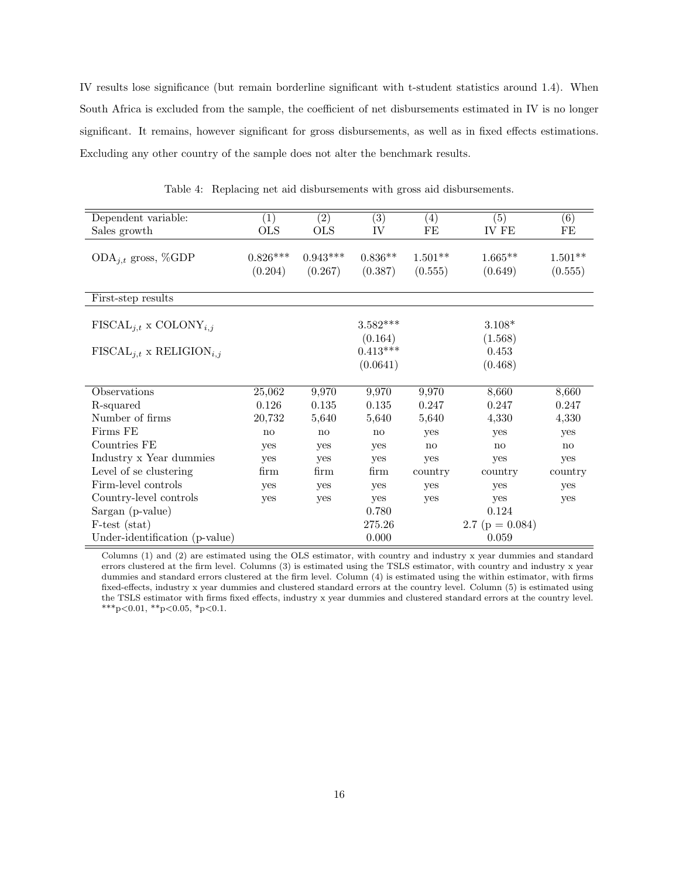IV results lose significance (but remain borderline significant with t-student statistics around 1.4). When South Africa is excluded from the sample, the coefficient of net disbursements estimated in IV is no longer significant. It remains, however significant for gross disbursements, as well as in fixed effects estimations. Excluding any other country of the sample does not alter the benchmark results.

Table 4: Replacing net aid disbursements with gross aid disbursements.

| Dependent variable: Sales growth | (1) OLS | (2) OLS | (3) IV | (4) FE | (5) IV FE | (6) FE |
|---|---|---|---|---|---|---|
| $ODA_{j,t}$ gross, %GDP | 0.826*** | 0.943*** | 0.836** | 1.501** | 1.665** | 1.501** |
| | (0.204) | (0.267) | (0.387) | (0.555) | (0.649) | (0.555) |
| First-step results | | | | | | |
| $FISCAL_{j,t}$ x $COLONY_{i,j}$ | | | 3.582*** | | 3.108* | |
| | | | (0.164) | | (1.568) | |
| $FISCAL_{j,t}$ x $RELIGION_{i,j}$ | | | 0.413*** | | 0.453 | |
| | | | (0.0641) | | (0.468) | |
| Observations | 25,062 | 9,970 | 9,970 | 9,970 | 8,660 | 8,660 |
| R-squared | 0.126 | 0.135 | 0.135 | 0.247 | 0.247 | 0.247 |
| Number of firms | 20,732 | 5,640 | 5,640 | 5,640 | 4,330 | 4,330 |
| Firms FE | no | no | no | yes | yes | yes |
| Countries FE | yes | yes | yes | no | no | no |
| Industry x Year dummies | yes | yes | yes | yes | yes | yes |
| Level of se clustering | firm | firm | firm | country | country | country |
| Firm-level controls | yes | yes | yes | yes | yes | yes |
| Country-level controls | yes | yes | yes | yes | yes | yes |
| Sargan (p-value) | | | 0.780 | | 0.124 | |
| F-test (stat) | | | 275.26 | | 2.7 (p = 0.084) | |
| Under-identification (p-value) | | | 0.000 | | 0.059 | |

Columns (1) and (2) are estimated using the OLS estimator, with country and industry x year dummies and standard errors clustered at the firm level. Columns (3) is estimated using the TSLS estimator, with country and industry x year dummies and standard errors clustered at the firm level. Column (4) is estimated using the within estimator, with firms fixed-effects, industry x year dummies and clustered standard errors at the country level. Column (5) is estimated using the TSLS estimator with firms fixed effects, industry x year dummies and clustered standard errors at the country level. ***p<0.01, **p<0.05, *p<0.1.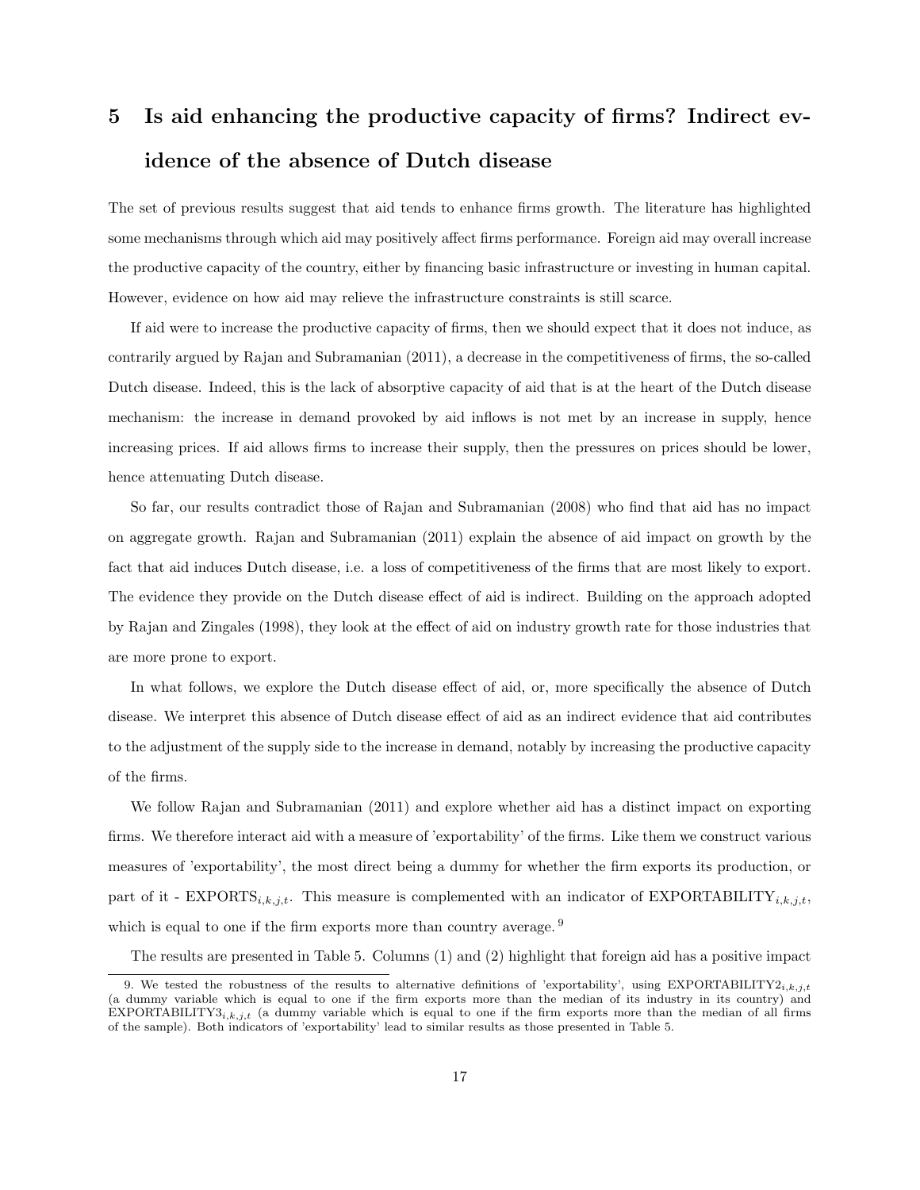# 5 Is aid enhancing the productive capacity of firms? Indirect evidence of the absence of Dutch disease

The set of previous results suggest that aid tends to enhance firms growth. The literature has highlighted some mechanisms through which aid may positively affect firms performance. Foreign aid may overall increase the productive capacity of the country, either by financing basic infrastructure or investing in human capital. However, evidence on how aid may relieve the infrastructure constraints is still scarce.

If aid were to increase the productive capacity of firms, then we should expect that it does not induce, as contrarily argued by Rajan and Subramanian (2011), a decrease in the competitiveness of firms, the so-called Dutch disease. Indeed, this is the lack of absorptive capacity of aid that is at the heart of the Dutch disease mechanism: the increase in demand provoked by aid inflows is not met by an increase in supply, hence increasing prices. If aid allows firms to increase their supply, then the pressures on prices should be lower, hence attenuating Dutch disease.

So far, our results contradict those of Rajan and Subramanian (2008) who find that aid has no impact on aggregate growth. Rajan and Subramanian (2011) explain the absence of aid impact on growth by the fact that aid induces Dutch disease, i.e. a loss of competitiveness of the firms that are most likely to export. The evidence they provide on the Dutch disease effect of aid is indirect. Building on the approach adopted by Rajan and Zingales (1998), they look at the effect of aid on industry growth rate for those industries that are more prone to export.

In what follows, we explore the Dutch disease effect of aid, or, more specifically the absence of Dutch disease. We interpret this absence of Dutch disease effect of aid as an indirect evidence that aid contributes to the adjustment of the supply side to the increase in demand, notably by increasing the productive capacity of the firms.

We follow Rajan and Subramanian (2011) and explore whether aid has a distinct impact on exporting firms. We therefore interact aid with a measure of 'exportability' of the firms. Like them we construct various measures of 'exportability', the most direct being a dummy for whether the firm exports its production, or part of it - $\text{EXPORTS}_{i,k,j,t}$. This measure is complemented with an indicator of $\text{EXPORTABILITY}_{i,k,j,t}$, which is equal to one if the firm exports more than country average. [9]

The results are presented in Table 5. Columns (1) and (2) highlight that foreign aid has a positive impact

9. We tested the robustness of the results to alternative definitions of 'exportability', using $\text{EXPORTABILITY2}_{i,k,j,t}$ (a dummy variable which is equal to one if the firm exports more than the median of its industry in its country) and $\text{EXPORTABILITY3}_{i,k,j,t}$ (a dummy variable which is equal to one if the firm exports more than the median of all firms of the sample). Both indicators of 'exportability' lead to similar results as those presented in Table 5.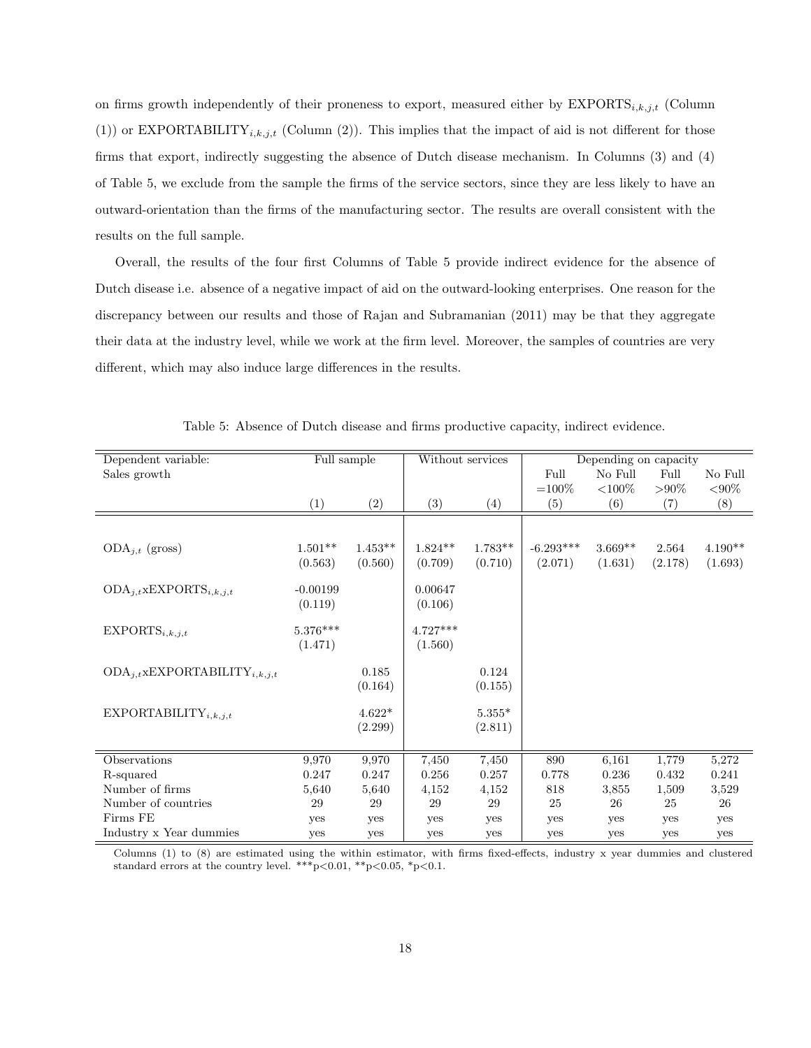on firms growth independently of their proneness to export, measured either by $\text{EXPORTS}_{i,k,j,t}$ (Column (1)) or $\text{EXPORTABILITY}_{i,k,j,t}$ (Column (2)). This implies that the impact of aid is not different for those firms that export, indirectly suggesting the absence of Dutch disease mechanism. In Columns (3) and (4) of Table 5, we exclude from the sample the firms of the service sectors, since they are less likely to have an outward-orientation than the firms of the manufacturing sector. The results are overall consistent with the results on the full sample.

Overall, the results of the four first Columns of Table 5 provide indirect evidence for the absence of Dutch disease i.e. absence of a negative impact of aid on the outward-looking enterprises. One reason for the discrepancy between our results and those of Rajan and Subramanian (2011) may be that they aggregate their data at the industry level, while we work at the firm level. Moreover, the samples of countries are very different, which may also induce large differences in the results.

Table 5: Absence of Dutch disease and firms productive capacity, indirect evidence.

| Dependent variable: Sales growth | Full sample | | Without services | | Depending on capacity | | | |
|---|---|---|---|---|---|---|---|---|
| | | | | | Full =100% | No Full <100% | Full >90% | No Full <90% |
| | (1) | (2) | (3) | (4) | (5) | (6) | (7) | (8) |
| $\text{ODA}_{j,t}$ (gross) | 1.501** | 1.453** | 1.824** | 1.783** | -6.293*** | 3.669** | 2.564 | 4.190** |
| | (0.563) | (0.560) | (0.709) | (0.710) | (2.071) | (1.631) | (2.178) | (1.693) |
| $\text{ODA}_{j,t}\text{xEXPORTS}_{i,k,j,t}$ | -0.00199 | | 0.00647 | | | | | |
| | (0.119) | | (0.106) | | | | | |
| $\text{EXPORTS}_{i,k,j,t}$ | 5.376*** | | 4.727*** | | | | | |
| | (1.471) | | (1.560) | | | | | |
| $\text{ODA}_{j,t}\text{xEXPORTABILITY}_{i,k,j,t}$ | | 0.185 | | 0.124 | | | | |
| | | (0.164) | | (0.155) | | | | |
| $\text{EXPORTABILITY}_{i,k,j,t}$ | | 4.622* | | 5.355* | | | | |
| | | (2.299) | | (2.811) | | | | |
| Observations | 9,970 | 9,970 | 7,450 | 7,450 | 890 | 6,161 | 1,779 | 5,272 |
| R-squared | 0.247 | 0.247 | 0.256 | 0.257 | 0.778 | 0.236 | 0.432 | 0.241 |
| Number of firms | 5,640 | 5,640 | 4,152 | 4,152 | 818 | 3,855 | 1,509 | 3,529 |
| Number of countries | 29 | 29 | 29 | 29 | 25 | 26 | 25 | 26 |
| Firms FE | yes | yes | yes | yes | yes | yes | yes | yes |
| Industry x Year dummies | yes | yes | yes | yes | yes | yes | yes | yes |

Columns (1) to (8) are estimated using the within estimator, with firms fixed-effects, industry x year dummies and clustered standard errors at the country level. ***p<0.01, **p<0.05, *p<0.1.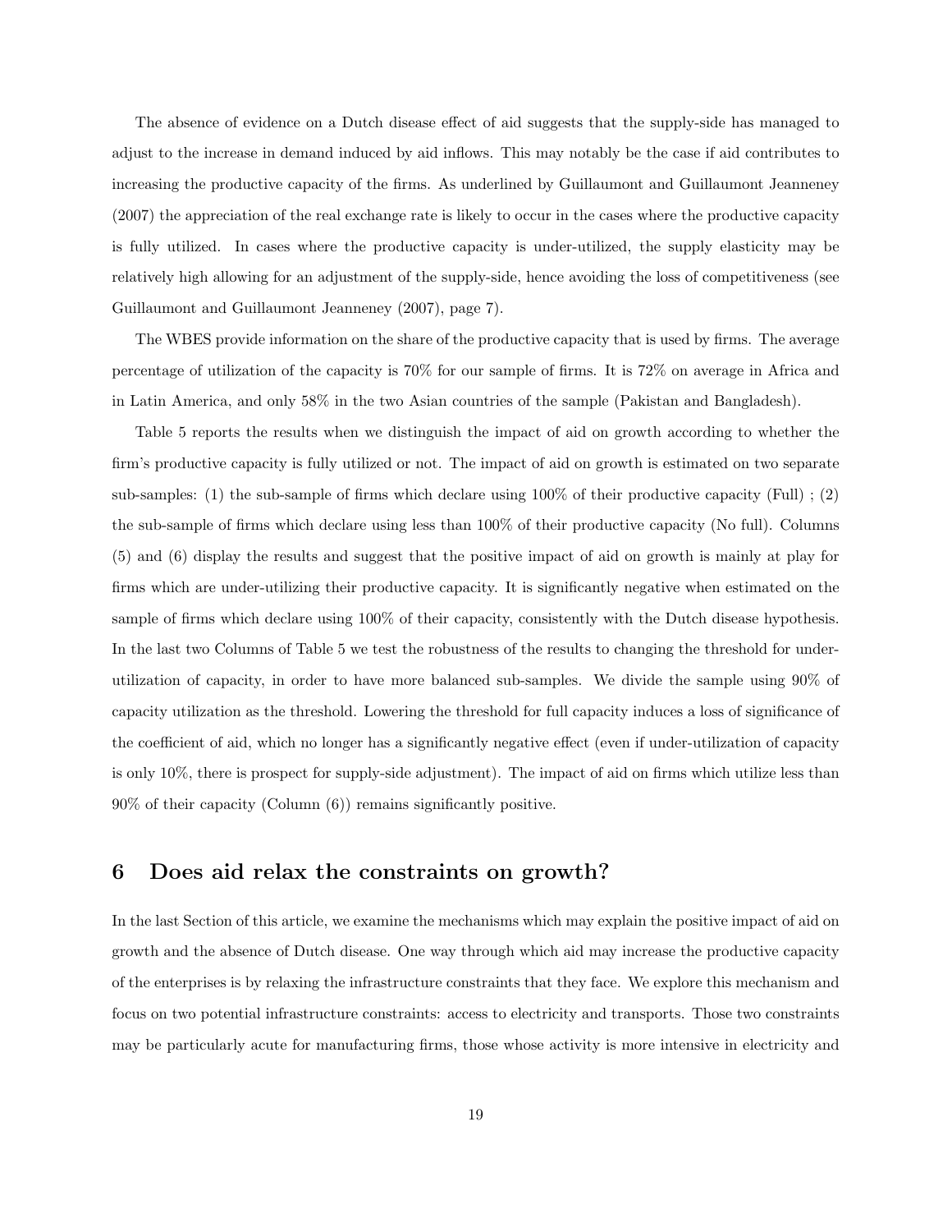The absence of evidence on a Dutch disease effect of aid suggests that the supply-side has managed to adjust to the increase in demand induced by aid inflows. This may notably be the case if aid contributes to increasing the productive capacity of the firms. As underlined by Guillaumont and Guillaumont Jeanneney (2007) the appreciation of the real exchange rate is likely to occur in the cases where the productive capacity is fully utilized. In cases where the productive capacity is under-utilized, the supply elasticity may be relatively high allowing for an adjustment of the supply-side, hence avoiding the loss of competitiveness (see Guillaumont and Guillaumont Jeanneney (2007), page 7).

The WBES provide information on the share of the productive capacity that is used by firms. The average percentage of utilization of the capacity is 70% for our sample of firms. It is 72% on average in Africa and in Latin America, and only 58% in the two Asian countries of the sample (Pakistan and Bangladesh).

Table 5 reports the results when we distinguish the impact of aid on growth according to whether the firm's productive capacity is fully utilized or not. The impact of aid on growth is estimated on two separate sub-samples: (1) the sub-sample of firms which declare using 100% of their productive capacity (Full) ; (2) the sub-sample of firms which declare using less than 100% of their productive capacity (No full). Columns (5) and (6) display the results and suggest that the positive impact of aid on growth is mainly at play for firms which are under-utilizing their productive capacity. It is significantly negative when estimated on the sample of firms which declare using 100% of their capacity, consistently with the Dutch disease hypothesis. In the last two Columns of Table 5 we test the robustness of the results to changing the threshold for under-utilization of capacity, in order to have more balanced sub-samples. We divide the sample using 90% of capacity utilization as the threshold. Lowering the threshold for full capacity induces a loss of significance of the coefficient of aid, which no longer has a significantly negative effect (even if under-utilization of capacity is only 10%, there is prospect for supply-side adjustment). The impact of aid on firms which utilize less than 90% of their capacity (Column (6)) remains significantly positive.

# 6 Does aid relax the constraints on growth?

In the last Section of this article, we examine the mechanisms which may explain the positive impact of aid on growth and the absence of Dutch disease. One way through which aid may increase the productive capacity of the enterprises is by relaxing the infrastructure constraints that they face. We explore this mechanism and focus on two potential infrastructure constraints: access to electricity and transports. Those two constraints may be particularly acute for manufacturing firms, those whose activity is more intensive in electricity and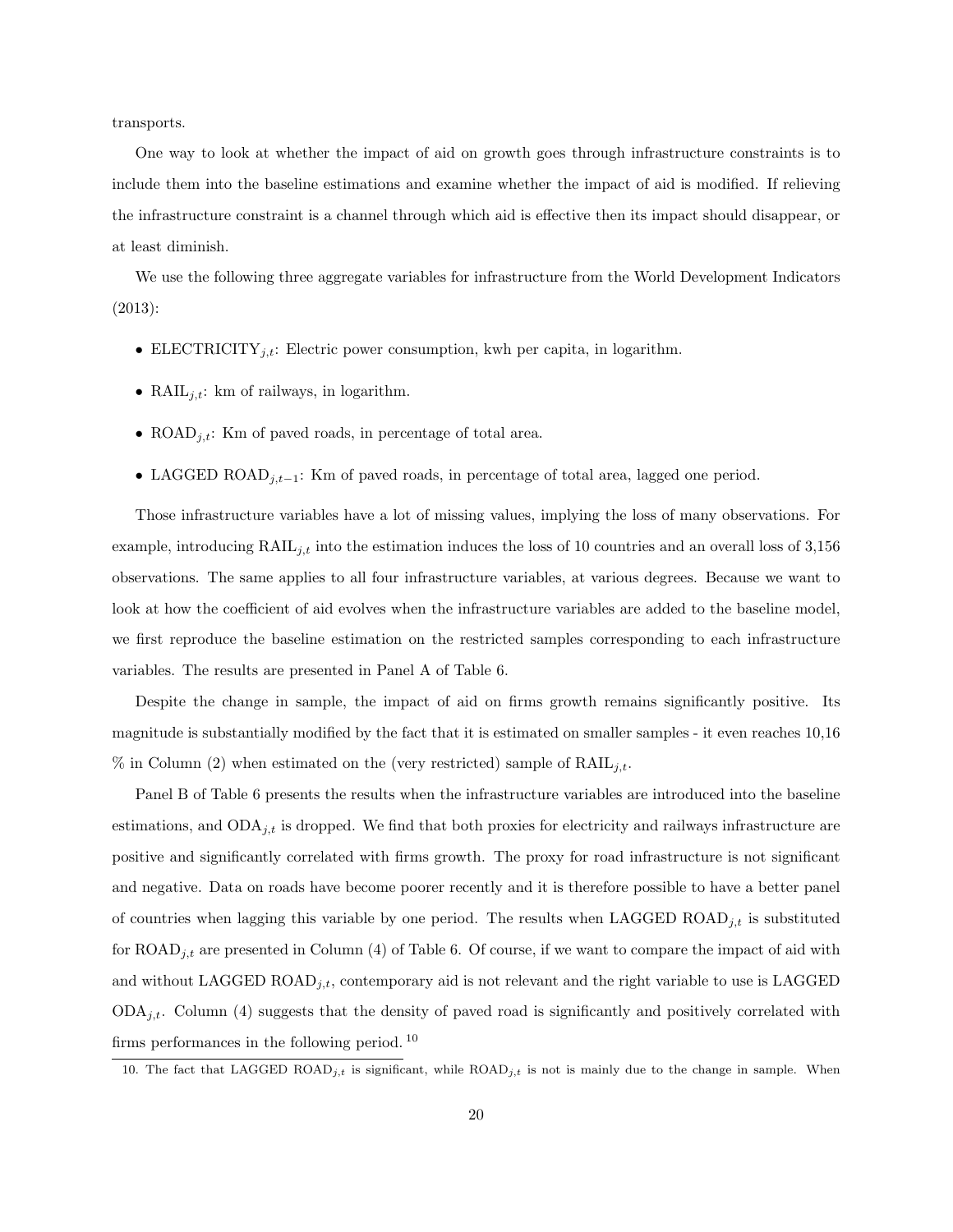transports.

One way to look at whether the impact of aid on growth goes through infrastructure constraints is to include them into the baseline estimations and examine whether the impact of aid is modified. If relieving the infrastructure constraint is a channel through which aid is effective then its impact should disappear, or at least diminish.

We use the following three aggregate variables for infrastructure from the World Development Indicators (2013):

- $\text{ELECTRICITY}_{j,t}$: Electric power consumption, kwh per capita, in logarithm.
- $\text{RAIL}_{j,t}$: km of railways, in logarithm.
- $\text{ROAD}_{j,t}$: Km of paved roads, in percentage of total area.
- LAGGED $\text{ROAD}_{j,t-1}$: Km of paved roads, in percentage of total area, lagged one period.

Those infrastructure variables have a lot of missing values, implying the loss of many observations. For example, introducing $\text{RAIL}_{j,t}$ into the estimation induces the loss of 10 countries and an overall loss of 3,156 observations. The same applies to all four infrastructure variables, at various degrees. Because we want to look at how the coefficient of aid evolves when the infrastructure variables are added to the baseline model, we first reproduce the baseline estimation on the restricted samples corresponding to each infrastructure variables. The results are presented in Panel A of Table 6.

Despite the change in sample, the impact of aid on firms growth remains significantly positive. Its magnitude is substantially modified by the fact that it is estimated on smaller samples - it even reaches 10,16 % in Column (2) when estimated on the (very restricted) sample of $\text{RAIL}_{j,t}$.

Panel B of Table 6 presents the results when the infrastructure variables are introduced into the baseline estimations, and $\text{ODA}_{j,t}$ is dropped. We find that both proxies for electricity and railways infrastructure are positive and significantly correlated with firms growth. The proxy for road infrastructure is not significant and negative. Data on roads have become poorer recently and it is therefore possible to have a better panel of countries when lagging this variable by one period. The results when LAGGED $\text{ROAD}_{j,t}$ is substituted for $\text{ROAD}_{j,t}$ are presented in Column (4) of Table 6. Of course, if we want to compare the impact of aid with and without LAGGED $\text{ROAD}_{j,t}$, contemporary aid is not relevant and the right variable to use is LAGGED $\text{ODA}_{j,t}$. Column (4) suggests that the density of paved road is significantly and positively correlated with firms performances in the following period. [10]

10. The fact that LAGGED $\text{ROAD}_{j,t}$ is significant, while $\text{ROAD}_{j,t}$ is not is mainly due to the change in sample. When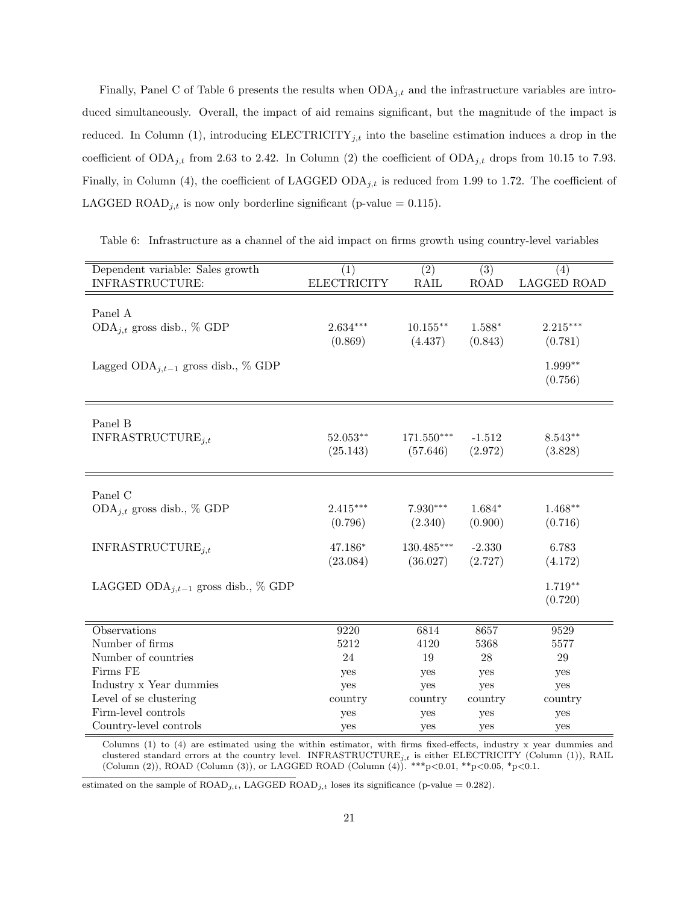Finally, Panel C of Table 6 presents the results when $ODA_{j,t}$ and the infrastructure variables are introduced simultaneously. Overall, the impact of aid remains significant, but the magnitude of the impact is reduced. In Column (1), introducing $ELECTRICITY_{j,t}$ into the baseline estimation induces a drop in the coefficient of $ODA_{j,t}$ from 2.63 to 2.42. In Column (2) the coefficient of $ODA_{j,t}$ drops from 10.15 to 7.93. Finally, in Column (4), the coefficient of LAGGED $ODA_{j,t}$ is reduced from 1.99 to 1.72. The coefficient of LAGGED $ROAD_{j,t}$ is now only borderline significant (p-value = 0.115).

Table 6: Infrastructure as a channel of the aid impact on firms growth using country-level variables

| Dependent variable: Sales growth | (1) | (2) | (3) | (4) |
|---|---|---|---|---|
| INFRASTRUCTURE: | ELECTRICITY | RAIL | ROAD | LAGGED ROAD |
| **Panel A** | | | | |
| $ODA_{j,t}$ gross disb., % GDP | 2.634*** | 10.155** | 1.588* | 2.215*** |
| | (0.869) | (4.437) | (0.843) | (0.781) |
| Lagged $ODA_{j,t-1}$ gross disb., % GDP | | | | 1.999** |
| | | | | (0.756) |
| **Panel B** | | | | |
| $INFRASTRUCTURE_{j,t}$ | 52.053** | 171.550*** | -1.512 | 8.543** |
| | (25.143) | (57.646) | (2.972) | (3.828) |
| **Panel C** | | | | |
| $ODA_{j,t}$ gross disb., % GDP | 2.415*** | 7.930*** | 1.684* | 1.468** |
| | (0.796) | (2.340) | (0.900) | (0.716) |
| $INFRASTRUCTURE_{j,t}$ | 47.186* | 130.485*** | -2.330 | 6.783 |
| | (23.084) | (36.027) | (2.727) | (4.172) |
| LAGGED $ODA_{j,t-1}$ gross disb., % GDP | | | | 1.719** |
| | | | | (0.720) |
| Observations | 9220 | 6814 | 8657 | 9529 |
| Number of firms | 5212 | 4120 | 5368 | 5577 |
| Number of countries | 24 | 19 | 28 | 29 |
| Firms FE | yes | yes | yes | yes |
| Industry x Year dummies | yes | yes | yes | yes |
| Level of se clustering | country | country | country | country |
| Firm-level controls | yes | yes | yes | yes |
| Country-level controls | yes | yes | yes | yes |

Columns (1) to (4) are estimated using the within estimator, with firms fixed-effects, industry x year dummies and clustered standard errors at the country level. $INFRASTRUCTURE_{j,t}$ is either ELECTRICITY (Column (1)), RAIL (Column (2)), ROAD (Column (3)), or LAGGED ROAD (Column (4)). ***p<0.01, **p<0.05, *p<0.1.

estimated on the sample of $ROAD_{j,t}$, LAGGED $ROAD_{j,t}$ loses its significance (p-value = 0.282).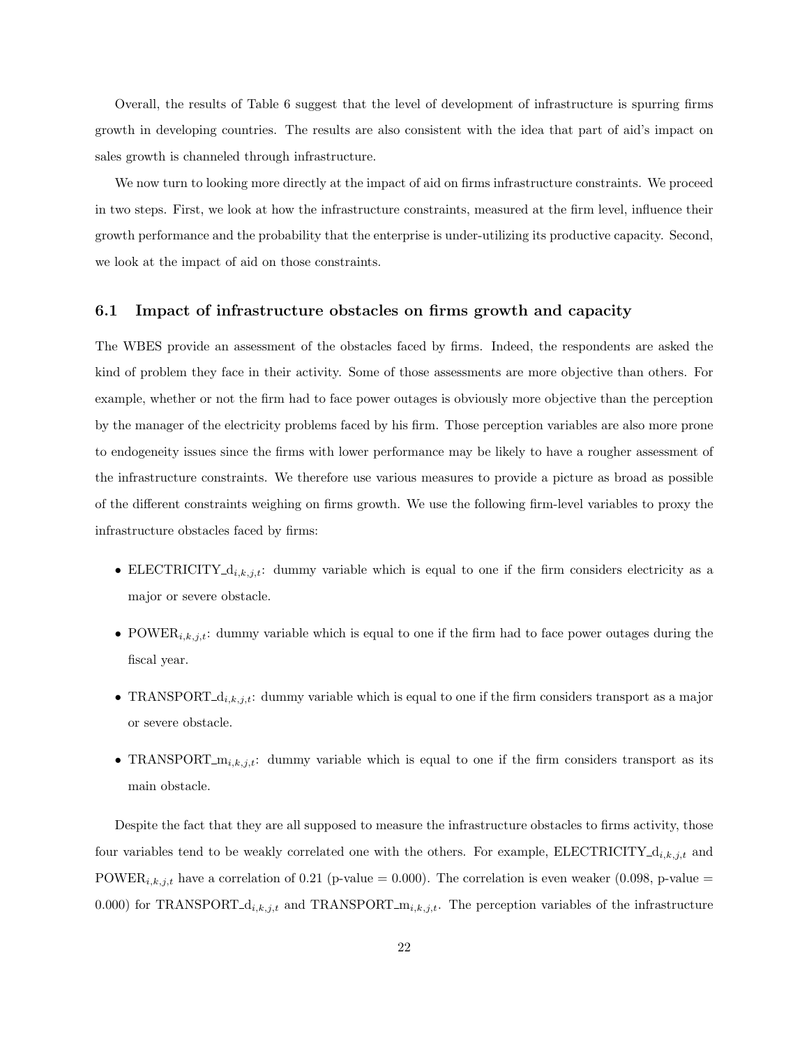Overall, the results of Table 6 suggest that the level of development of infrastructure is spurring firms growth in developing countries. The results are also consistent with the idea that part of aid's impact on sales growth is channeled through infrastructure.

We now turn to looking more directly at the impact of aid on firms infrastructure constraints. We proceed in two steps. First, we look at how the infrastructure constraints, measured at the firm level, influence their growth performance and the probability that the enterprise is under-utilizing its productive capacity. Second, we look at the impact of aid on those constraints.

## 6.1 Impact of infrastructure obstacles on firms growth and capacity

The WBES provide an assessment of the obstacles faced by firms. Indeed, the respondents are asked the kind of problem they face in their activity. Some of those assessments are more objective than others. For example, whether or not the firm had to face power outages is obviously more objective than the perception by the manager of the electricity problems faced by his firm. Those perception variables are also more prone to endogeneity issues since the firms with lower performance may be likely to have a rougher assessment of the infrastructure constraints. We therefore use various measures to provide a picture as broad as possible of the different constraints weighing on firms growth. We use the following firm-level variables to proxy the infrastructure obstacles faced by firms:

- $\text{ELECTRICITY\_d}_{i,k,j,t}$: dummy variable which is equal to one if the firm considers electricity as a major or severe obstacle.
- $\text{POWER}_{i,k,j,t}$: dummy variable which is equal to one if the firm had to face power outages during the fiscal year.
- $\text{TRANSPORT\_d}_{i,k,j,t}$: dummy variable which is equal to one if the firm considers transport as a major or severe obstacle.
- $\text{TRANSPORT\_m}_{i,k,j,t}$: dummy variable which is equal to one if the firm considers transport as its main obstacle.

Despite the fact that they are all supposed to measure the infrastructure obstacles to firms activity, those four variables tend to be weakly correlated one with the others. For example, $\text{ELECTRICITY\_d}_{i,k,j,t}$ and $\text{POWER}_{i,k,j,t}$ have a correlation of 0.21 (p-value = 0.000). The correlation is even weaker (0.098, p-value = 0.000) for $\text{TRANSPORT\_d}_{i,k,j,t}$ and $\text{TRANSPORT\_m}_{i,k,j,t}$. The perception variables of the infrastructure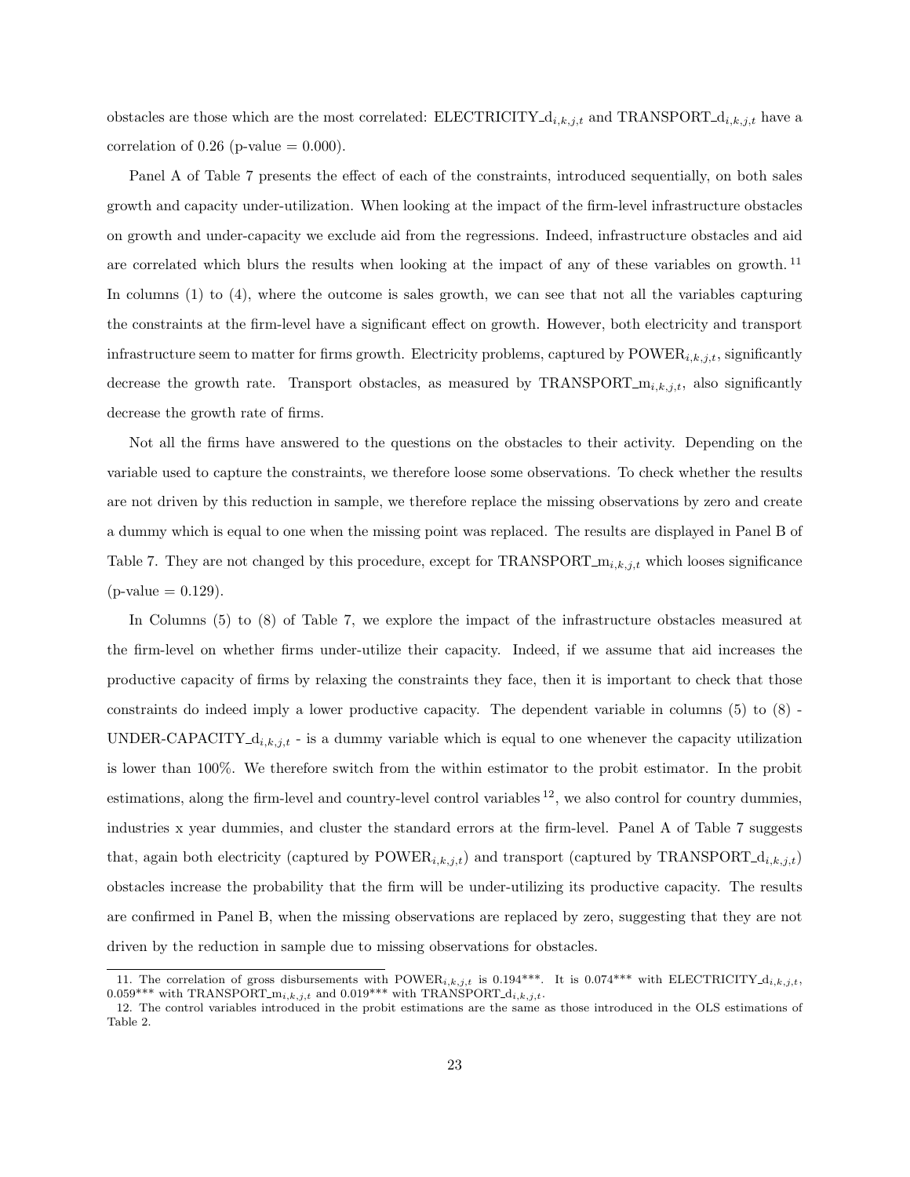obstacles are those which are the most correlated: $\text{ELECTRICITY\_d}_{i,k,j,t}$ and $\text{TRANSPORT\_d}_{i,k,j,t}$ have a correlation of 0.26 (p-value = 0.000).

Panel A of Table 7 presents the effect of each of the constraints, introduced sequentially, on both sales growth and capacity under-utilization. When looking at the impact of the firm-level infrastructure obstacles on growth and under-capacity we exclude aid from the regressions. Indeed, infrastructure obstacles and aid are correlated which blurs the results when looking at the impact of any of these variables on growth.[11] In columns (1) to (4), where the outcome is sales growth, we can see that not all the variables capturing the constraints at the firm-level have a significant effect on growth. However, both electricity and transport infrastructure seem to matter for firms growth. Electricity problems, captured by $\text{POWER}_{i,k,j,t}$, significantly decrease the growth rate. Transport obstacles, as measured by $\text{TRANSPORT\_m}_{i,k,j,t}$, also significantly decrease the growth rate of firms.

Not all the firms have answered to the questions on the obstacles to their activity. Depending on the variable used to capture the constraints, we therefore loose some observations. To check whether the results are not driven by this reduction in sample, we therefore replace the missing observations by zero and create a dummy which is equal to one when the missing point was replaced. The results are displayed in Panel B of Table 7. They are not changed by this procedure, except for $\text{TRANSPORT\_m}_{i,k,j,t}$ which looses significance (p-value = 0.129).

In Columns (5) to (8) of Table 7, we explore the impact of the infrastructure obstacles measured at the firm-level on whether firms under-utilize their capacity. Indeed, if we assume that aid increases the productive capacity of firms by relaxing the constraints they face, then it is important to check that those constraints do indeed imply a lower productive capacity. The dependent variable in columns (5) to (8) - $\text{UNDER-CAPACITY\_d}_{i,k,j,t}$ - is a dummy variable which is equal to one whenever the capacity utilization is lower than 100%. We therefore switch from the within estimator to the probit estimator. In the probit estimations, along the firm-level and country-level control variables[12], we also control for country dummies, industries x year dummies, and cluster the standard errors at the firm-level. Panel A of Table 7 suggests that, again both electricity (captured by $\text{POWER}_{i,k,j,t}$) and transport (captured by $\text{TRANSPORT\_d}_{i,k,j,t}$) obstacles increase the probability that the firm will be under-utilizing its productive capacity. The results are confirmed in Panel B, when the missing observations are replaced by zero, suggesting that they are not driven by the reduction in sample due to missing observations for obstacles.

---

11. The correlation of gross disbursements with $\text{POWER}_{i,k,j,t}$ is 0.194\*\*\*. It is 0.074\*\*\* with $\text{ELECTRICITY\_d}_{i,k,j,t}$, 0.059\*\*\* with $\text{TRANSPORT\_m}_{i,k,j,t}$ and 0.019\*\*\* with $\text{TRANSPORT\_d}_{i,k,j,t}$.

12. The control variables introduced in the probit estimations are the same as those introduced in the OLS estimations of Table 2.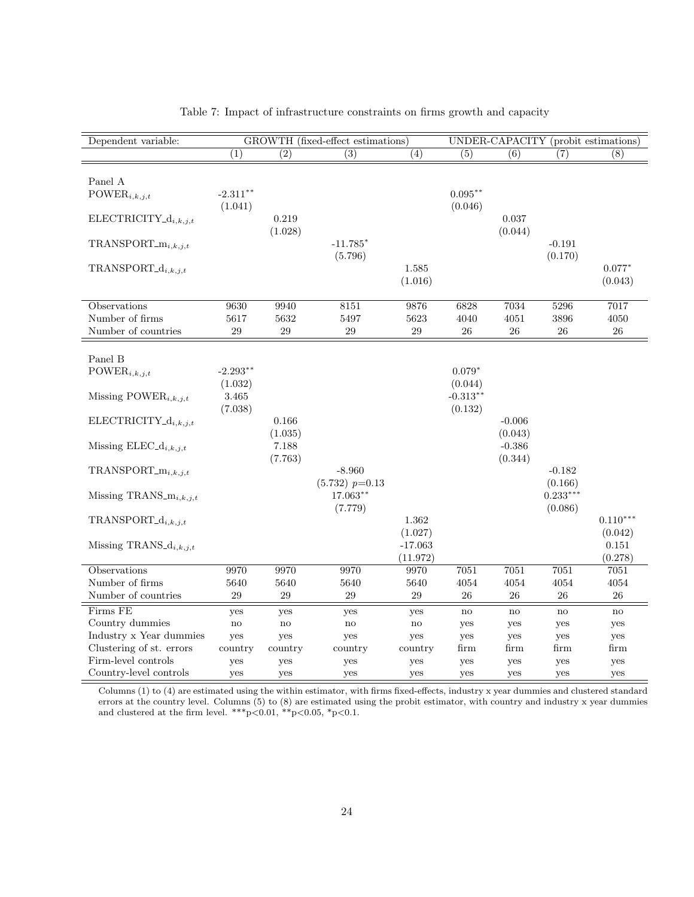Table 7: Impact of infrastructure constraints on firms growth and capacity

| Dependent variable: | GROWTH (fixed-effect estimations) | | | | UNDER-CAPACITY (probit estimations) | | | |
|---|---|---|---|---|---|---|---|---|
| | (1) | (2) | (3) | (4) | (5) | (6) | (7) | (8) |
| Panel A | | | | | | | | |
| $\text{POWER}_{i,k,j,t}$ | -2.311** | | | | 0.095** | | | |
| | (1.041) | | | | (0.046) | | | |
| $\text{ELECTRICITY\_d}_{i,k,j,t}$ | | 0.219 | | | | 0.037 | | |
| | | (1.028) | | | | (0.044) | | |
| $\text{TRANSPORT\_m}_{i,k,j,t}$ | | | -11.785* | | | | -0.191 | |
| | | | (5.796) | | | | (0.170) | |
| $\text{TRANSPORT\_d}_{i,k,j,t}$ | | | | 1.585 | | | | 0.077* |
| | | | | (1.016) | | | | (0.043) |
| Observations | 9630 | 9940 | 8151 | 9876 | 6828 | 7034 | 5296 | 7017 |
| Number of firms | 5617 | 5632 | 5497 | 5623 | 4040 | 4051 | 3896 | 4050 |
| Number of countries | 29 | 29 | 29 | 29 | 26 | 26 | 26 | 26 |
| Panel B | | | | | | | | |
| $\text{POWER}_{i,k,j,t}$ | -2.293** | | | | 0.079* | | | |
| | (1.032) | | | | (0.044) | | | |
| Missing $\text{POWER}_{i,k,j,t}$ | 3.465 | | | | -0.313** | | | |
| | (7.038) | | | | (0.132) | | | |
| $\text{ELECTRICITY\_d}_{i,k,j,t}$ | | 0.166 | | | | -0.006 | | |
| | | (1.035) | | | | (0.043) | | |
| Missing $\text{ELEC\_d}_{i,k,j,t}$ | | 7.188 | | | | -0.386 | | |
| | | (7.763) | | | | (0.344) | | |
| $\text{TRANSPORT\_m}_{i,k,j,t}$ | | | -8.960 | | | | -0.182 | |
| | | | (5.732) $p$=0.13 | | | | (0.166) | |
| Missing $\text{TRANS\_m}_{i,k,j,t}$ | | | 17.063** | | | | 0.233*** | |
| | | | (7.779) | | | | (0.086) | |
| $\text{TRANSPORT\_d}_{i,k,j,t}$ | | | | 1.362 | | | | 0.110*** |
| | | | | (1.027) | | | | (0.042) |
| Missing $\text{TRANS\_d}_{i,k,j,t}$ | | | | -17.063 | | | | 0.151 |
| | | | | (11.972) | | | | (0.278) |
| Observations | 9970 | 9970 | 9970 | 9970 | 7051 | 7051 | 7051 | 7051 |
| Number of firms | 5640 | 5640 | 5640 | 5640 | 4054 | 4054 | 4054 | 4054 |
| Number of countries | 29 | 29 | 29 | 29 | 26 | 26 | 26 | 26 |
| Firms FE | yes | yes | yes | yes | no | no | no | no |
| Country dummies | no | no | no | no | yes | yes | yes | yes |
| Industry x Year dummies | yes | yes | yes | yes | yes | yes | yes | yes |
| Clustering of st. errors | country | country | country | country | firm | firm | firm | firm |
| Firm-level controls | yes | yes | yes | yes | yes | yes | yes | yes |
| Country-level controls | yes | yes | yes | yes | yes | yes | yes | yes |

Columns (1) to (4) are estimated using the within estimator, with firms fixed-effects, industry x year dummies and clustered standard errors at the country level. Columns (5) to (8) are estimated using the probit estimator, with country and industry x year dummies and clustered at the firm level. ***p<0.01, **p<0.05, *p<0.1.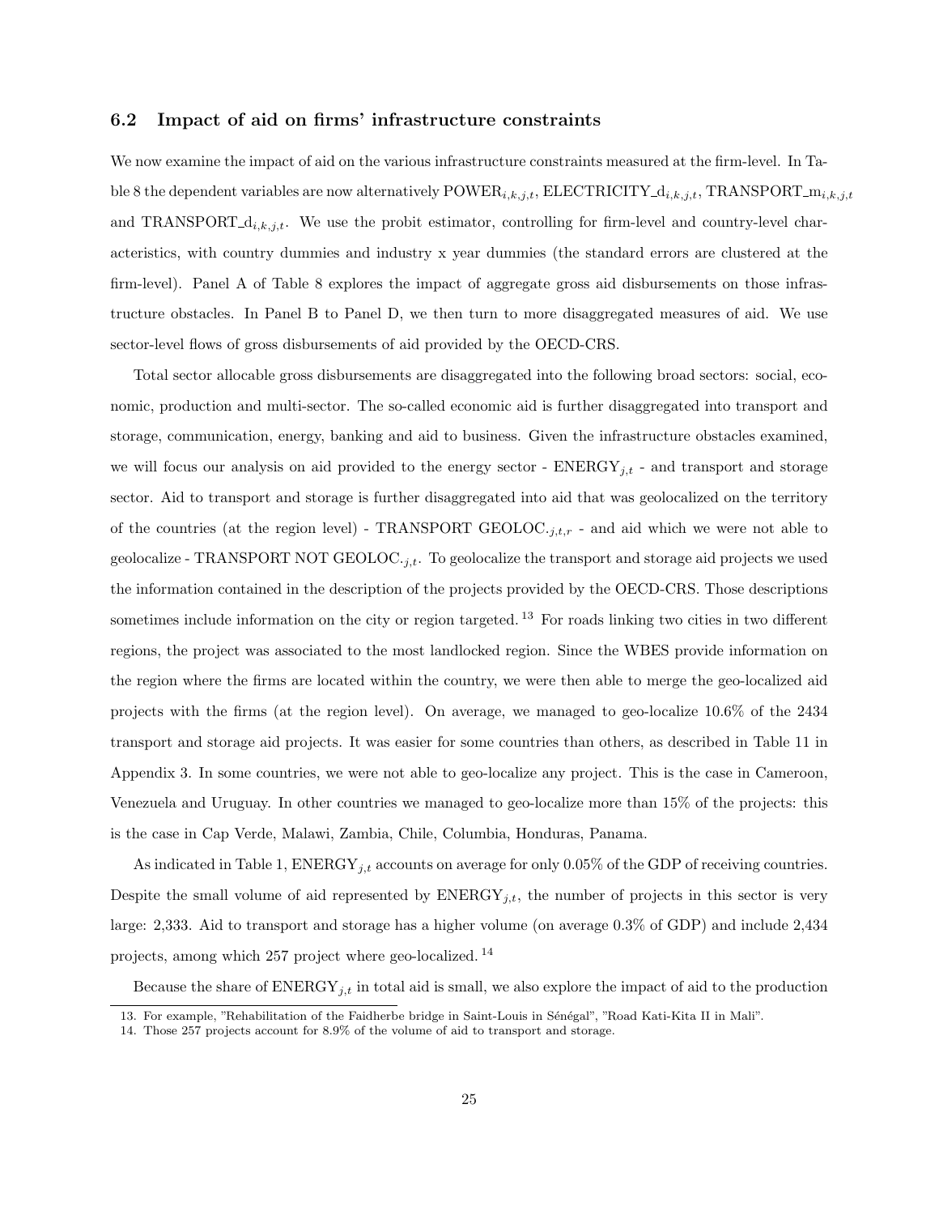### 6.2 Impact of aid on firms' infrastructure constraints

We now examine the impact of aid on the various infrastructure constraints measured at the firm-level. In Table 8 the dependent variables are now alternatively $\text{POWER}_{i,k,j,t}$, $\text{ELECTRICITY\_d}_{i,k,j,t}$, $\text{TRANSPORT\_m}_{i,k,j,t}$ and $\text{TRANSPORT\_d}_{i,k,j,t}$. We use the probit estimator, controlling for firm-level and country-level characteristics, with country dummies and industry x year dummies (the standard errors are clustered at the firm-level). Panel A of Table 8 explores the impact of aggregate gross aid disbursements on those infrastructure obstacles. In Panel B to Panel D, we then turn to more disaggregated measures of aid. We use sector-level flows of gross disbursements of aid provided by the OECD-CRS.

Total sector allocable gross disbursements are disaggregated into the following broad sectors: social, economic, production and multi-sector. The so-called economic aid is further disaggregated into transport and storage, communication, energy, banking and aid to business. Given the infrastructure obstacles examined, we will focus our analysis on aid provided to the energy sector - $\text{ENERGY}_{j,t}$ - and transport and storage sector. Aid to transport and storage is further disaggregated into aid that was geolocalized on the territory of the countries (at the region level) - $\text{TRANSPORT GEOLOC.}_{j,t,r}$ - and aid which we were not able to geolocalize - $\text{TRANSPORT NOT GEOLOC.}_{j,t}$. To geolocalize the transport and storage aid projects we used the information contained in the description of the projects provided by the OECD-CRS. Those descriptions sometimes include information on the city or region targeted.[13] For roads linking two cities in two different regions, the project was associated to the most landlocked region. Since the WBES provide information on the region where the firms are located within the country, we were then able to merge the geo-localized aid projects with the firms (at the region level). On average, we managed to geo-localize 10.6% of the 2434 transport and storage aid projects. It was easier for some countries than others, as described in Table 11 in Appendix 3. In some countries, we were not able to geo-localize any project. This is the case in Cameroon, Venezuela and Uruguay. In other countries we managed to geo-localize more than 15% of the projects: this is the case in Cap Verde, Malawi, Zambia, Chile, Columbia, Honduras, Panama.

As indicated in Table 1, $\text{ENERGY}_{j,t}$ accounts on average for only 0.05% of the GDP of receiving countries. Despite the small volume of aid represented by $\text{ENERGY}_{j,t}$, the number of projects in this sector is very large: 2,333. Aid to transport and storage has a higher volume (on average 0.3% of GDP) and include 2,434 projects, among which 257 project where geo-localized.[14]

Because the share of $\text{ENERGY}_{j,t}$ in total aid is small, we also explore the impact of aid to the production

---

13. For example, "Rehabilitation of the Faidherbe bridge in Saint-Louis in Sénégal", "Road Kati-Kita II in Mali".

14. Those 257 projects account for 8.9% of the volume of aid to transport and storage.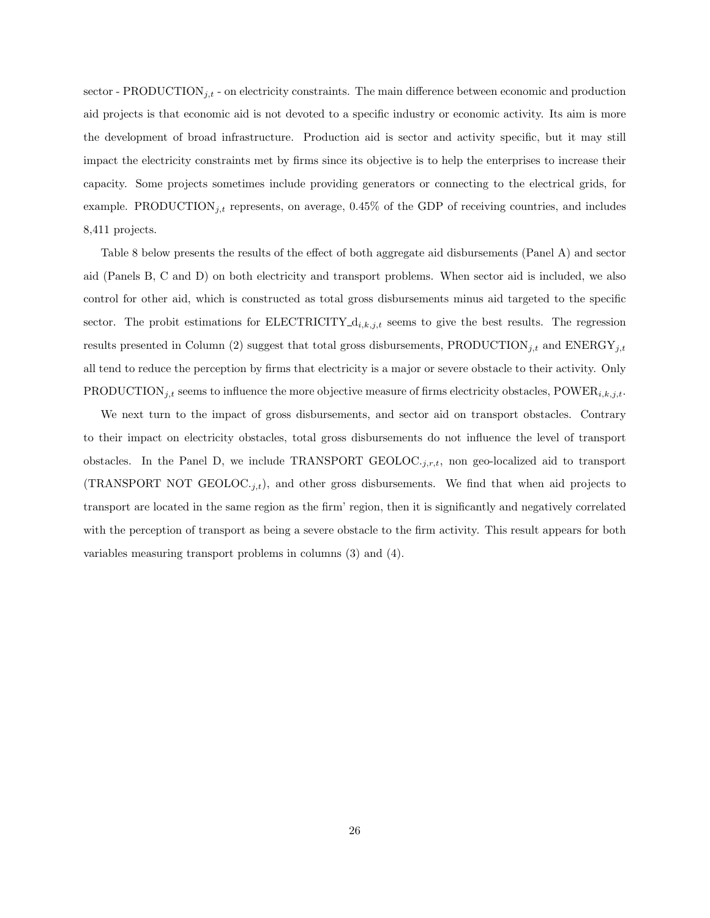sector - $\text{PRODUCTION}_{j,t}$ - on electricity constraints. The main difference between economic and production aid projects is that economic aid is not devoted to a specific industry or economic activity. Its aim is more the development of broad infrastructure. Production aid is sector and activity specific, but it may still impact the electricity constraints met by firms since its objective is to help the enterprises to increase their capacity. Some projects sometimes include providing generators or connecting to the electrical grids, for example. $\text{PRODUCTION}_{j,t}$ represents, on average, 0.45% of the GDP of receiving countries, and includes 8,411 projects.

Table 8 below presents the results of the effect of both aggregate aid disbursements (Panel A) and sector aid (Panels B, C and D) on both electricity and transport problems. When sector aid is included, we also control for other aid, which is constructed as total gross disbursements minus aid targeted to the specific sector. The probit estimations for $\text{ELECTRICITY\_d}_{i,k,j,t}$ seems to give the best results. The regression results presented in Column (2) suggest that total gross disbursements, $\text{PRODUCTION}_{j,t}$ and $\text{ENERGY}_{j,t}$ all tend to reduce the perception by firms that electricity is a major or severe obstacle to their activity. Only $\text{PRODUCTION}_{j,t}$ seems to influence the more objective measure of firms electricity obstacles, $\text{POWER}_{i,k,j,t}$.

We next turn to the impact of gross disbursements, and sector aid on transport obstacles. Contrary to their impact on electricity obstacles, total gross disbursements do not influence the level of transport obstacles. In the Panel D, we include $\text{TRANSPORT GEOLOC}_{\cdot j,r,t}$, non geo-localized aid to transport ($\text{TRANSPORT NOT GEOLOC}_{\cdot j,t}$), and other gross disbursements. We find that when aid projects to transport are located in the same region as the firm' region, then it is significantly and negatively correlated with the perception of transport as being a severe obstacle to the firm activity. This result appears for both variables measuring transport problems in columns (3) and (4).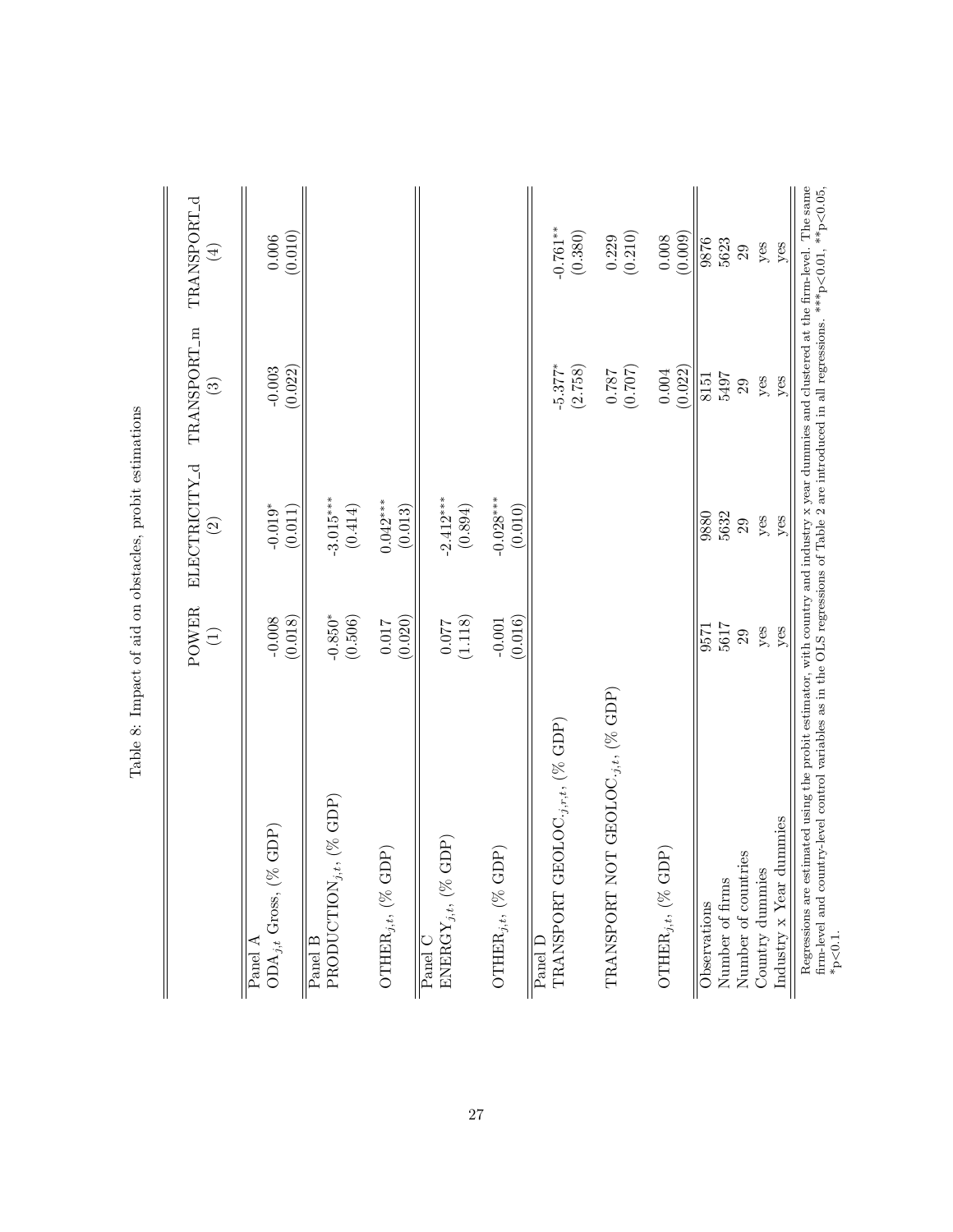Table 8: Impact of aid on obstacles, probit estimations

| | POWER (1) | ELECTRICITY_d (2) | TRANSPORT_m (3) | TRANSPORT_d (4) |
|---|---|---|---|---|
| Panel A | | | | |
| $ODA_{j,t}$ Gross, (% GDP) | -0.008 | -0.019* | -0.003 | 0.006 |
| | (0.018) | (0.011) | (0.022) | (0.010) |
| Panel B | | | | |
| $PRODUCTION_{j,t}$, (% GDP) | -0.850* | -3.015*** | | |
| | (0.506) | (0.414) | | |
| $OTHER_{j,t}$, (% GDP) | 0.017 | 0.042*** | | |
| | (0.020) | (0.013) | | |
| Panel C | | | | |
| $ENERGY_{j,t}$, (% GDP) | 0.077 | -2.412*** | | |
| | (1.118) | (0.894) | | |
| $OTHER_{j,t}$, (% GDP) | -0.001 | -0.028*** | | |
| | (0.016) | (0.010) | | |
| Panel D | | | | |
| TRANSPORT $GEOLOC_{j,r,t}$, (% GDP) | | | -5.377* | -0.761** |
| | | | (2.758) | (0.380) |
| TRANSPORT NOT $GEOLOC_{j,t}$, (% GDP) | | | 0.787 | 0.229 |
| | | | (0.707) | (0.210) |
| $OTHER_{j,t}$, (% GDP) | | | 0.004 | 0.008 |
| | | | (0.022) | (0.009) |
| Observations | 9571 | 9880 | 8151 | 9876 |
| Number of firms | 5617 | 5632 | 5497 | 5623 |
| Number of countries | 29 | 29 | 29 | 29 |
| Country dummies | yes | yes | yes | yes |
| Industry x Year dummies | yes | yes | yes | yes |

Regressions are estimated using the probit estimator, with country and industry x year dummies and clustered at the firm-level. The same firm-level and country-level control variables as in the OLS regressions of Table 2 are introduced in all regressions. ***p<0.01, **p<0.05, *p<0.1.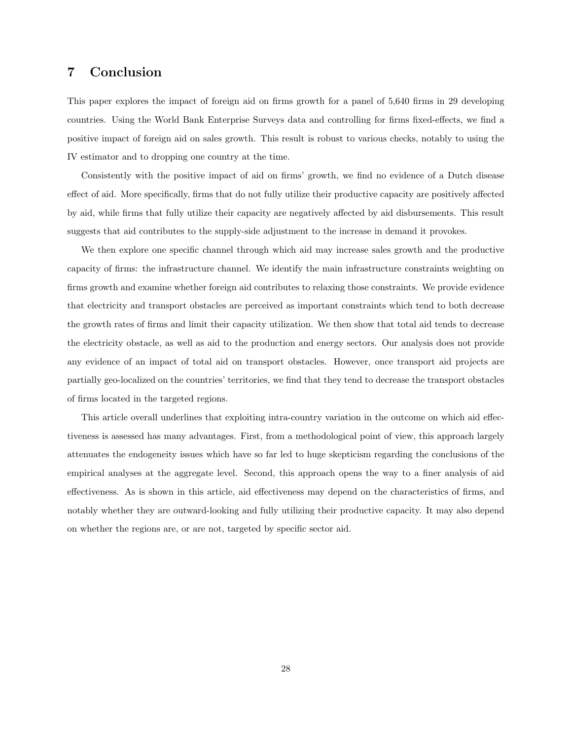## 7 Conclusion

This paper explores the impact of foreign aid on firms growth for a panel of 5,640 firms in 29 developing countries. Using the World Bank Enterprise Surveys data and controlling for firms fixed-effects, we find a positive impact of foreign aid on sales growth. This result is robust to various checks, notably to using the IV estimator and to dropping one country at the time.

Consistently with the positive impact of aid on firms' growth, we find no evidence of a Dutch disease effect of aid. More specifically, firms that do not fully utilize their productive capacity are positively affected by aid, while firms that fully utilize their capacity are negatively affected by aid disbursements. This result suggests that aid contributes to the supply-side adjustment to the increase in demand it provokes.

We then explore one specific channel through which aid may increase sales growth and the productive capacity of firms: the infrastructure channel. We identify the main infrastructure constraints weighting on firms growth and examine whether foreign aid contributes to relaxing those constraints. We provide evidence that electricity and transport obstacles are perceived as important constraints which tend to both decrease the growth rates of firms and limit their capacity utilization. We then show that total aid tends to decrease the electricity obstacle, as well as aid to the production and energy sectors. Our analysis does not provide any evidence of an impact of total aid on transport obstacles. However, once transport aid projects are partially geo-localized on the countries' territories, we find that they tend to decrease the transport obstacles of firms located in the targeted regions.

This article overall underlines that exploiting intra-country variation in the outcome on which aid effectiveness is assessed has many advantages. First, from a methodological point of view, this approach largely attenuates the endogeneity issues which have so far led to huge skepticism regarding the conclusions of the empirical analyses at the aggregate level. Second, this approach opens the way to a finer analysis of aid effectiveness. As is shown in this article, aid effectiveness may depend on the characteristics of firms, and notably whether they are outward-looking and fully utilizing their productive capacity. It may also depend on whether the regions are, or are not, targeted by specific sector aid.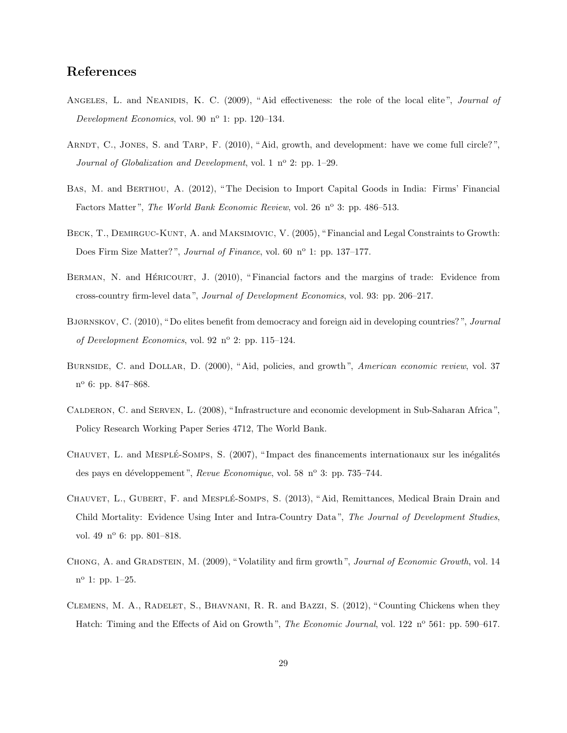## References

Angeles, L. and Neanidis, K. C. (2009), "Aid effectiveness: the role of the local elite", *Journal of Development Economics*, vol. 90 n° 1: pp. 120–134.

Arndt, C., Jones, S. and Tarp, F. (2010), "Aid, growth, and development: have we come full circle?", *Journal of Globalization and Development*, vol. 1 n° 2: pp. 1–29.

Bas, M. and Berthou, A. (2012), "The Decision to Import Capital Goods in India: Firms' Financial Factors Matter", *The World Bank Economic Review*, vol. 26 n° 3: pp. 486–513.

Beck, T., Demirguc-Kunt, A. and Maksimovic, V. (2005), "Financial and Legal Constraints to Growth: Does Firm Size Matter?", *Journal of Finance*, vol. 60 n° 1: pp. 137–177.

Berman, N. and Héricourt, J. (2010), "Financial factors and the margins of trade: Evidence from cross-country firm-level data", *Journal of Development Economics*, vol. 93: pp. 206–217.

Bjørnskov, C. (2010), "Do elites benefit from democracy and foreign aid in developing countries?", *Journal of Development Economics*, vol. 92 n° 2: pp. 115–124.

Burnside, C. and Dollar, D. (2000), "Aid, policies, and growth", *American economic review*, vol. 37 n° 6: pp. 847–868.

Calderon, C. and Serven, L. (2008), "Infrastructure and economic development in Sub-Saharan Africa", Policy Research Working Paper Series 4712, The World Bank.

Chauvet, L. and Mesplé-Somps, S. (2007), "Impact des financements internationaux sur les inégalités des pays en développement", *Revue Economique*, vol. 58 n° 3: pp. 735–744.

Chauvet, L., Gubert, F. and Mesplé-Somps, S. (2013), "Aid, Remittances, Medical Brain Drain and Child Mortality: Evidence Using Inter and Intra-Country Data", *The Journal of Development Studies*, vol. 49 n° 6: pp. 801–818.

Chong, A. and Gradstein, M. (2009), "Volatility and firm growth", *Journal of Economic Growth*, vol. 14 n° 1: pp. 1–25.

Clemens, M. A., Radelet, S., Bhavnani, R. R. and Bazzi, S. (2012), "Counting Chickens when they Hatch: Timing and the Effects of Aid on Growth", *The Economic Journal*, vol. 122 n° 561: pp. 590–617.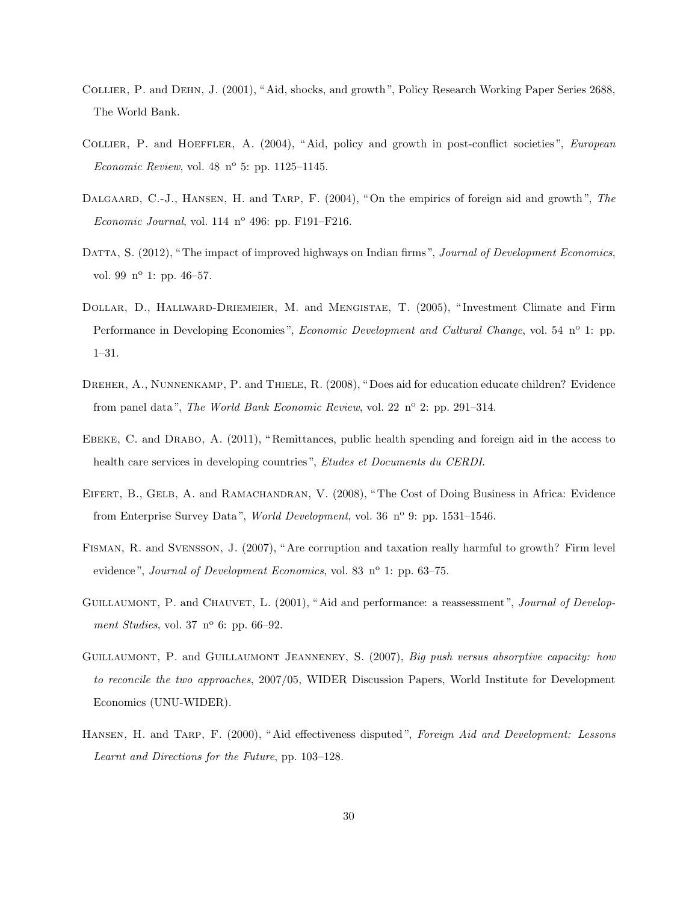Collier, P. and Dehn, J. (2001), "Aid, shocks, and growth", Policy Research Working Paper Series 2688, The World Bank.

Collier, P. and Hoeffler, A. (2004), "Aid, policy and growth in post-conflict societies", *European Economic Review*, vol. 48 nº 5: pp. 1125–1145.

Dalgaard, C.-J., Hansen, H. and Tarp, F. (2004), "On the empirics of foreign aid and growth", *The Economic Journal*, vol. 114 nº 496: pp. F191–F216.

Datta, S. (2012), "The impact of improved highways on Indian firms", *Journal of Development Economics*, vol. 99 nº 1: pp. 46–57.

Dollar, D., Hallward-Driemeier, M. and Mengistae, T. (2005), "Investment Climate and Firm Performance in Developing Economies", *Economic Development and Cultural Change*, vol. 54 nº 1: pp. 1–31.

Dreher, A., Nunnenkamp, P. and Thiele, R. (2008), "Does aid for education educate children? Evidence from panel data", *The World Bank Economic Review*, vol. 22 nº 2: pp. 291–314.

Ebeke, C. and Drabo, A. (2011), "Remittances, public health spending and foreign aid in the access to health care services in developing countries", *Etudes et Documents du CERDI*.

Eifert, B., Gelb, A. and Ramachandran, V. (2008), "The Cost of Doing Business in Africa: Evidence from Enterprise Survey Data", *World Development*, vol. 36 nº 9: pp. 1531–1546.

Fisman, R. and Svensson, J. (2007), "Are corruption and taxation really harmful to growth? Firm level evidence", *Journal of Development Economics*, vol. 83 nº 1: pp. 63–75.

Guillaumont, P. and Chauvet, L. (2001), "Aid and performance: a reassessment", *Journal of Development Studies*, vol. 37 nº 6: pp. 66–92.

Guillaumont, P. and Guillaumont Jeanneney, S. (2007), *Big push versus absorptive capacity: how to reconcile the two approaches*, 2007/05, WIDER Discussion Papers, World Institute for Development Economics (UNU-WIDER).

Hansen, H. and Tarp, F. (2000), "Aid effectiveness disputed", *Foreign Aid and Development: Lessons Learnt and Directions for the Future*, pp. 103–128.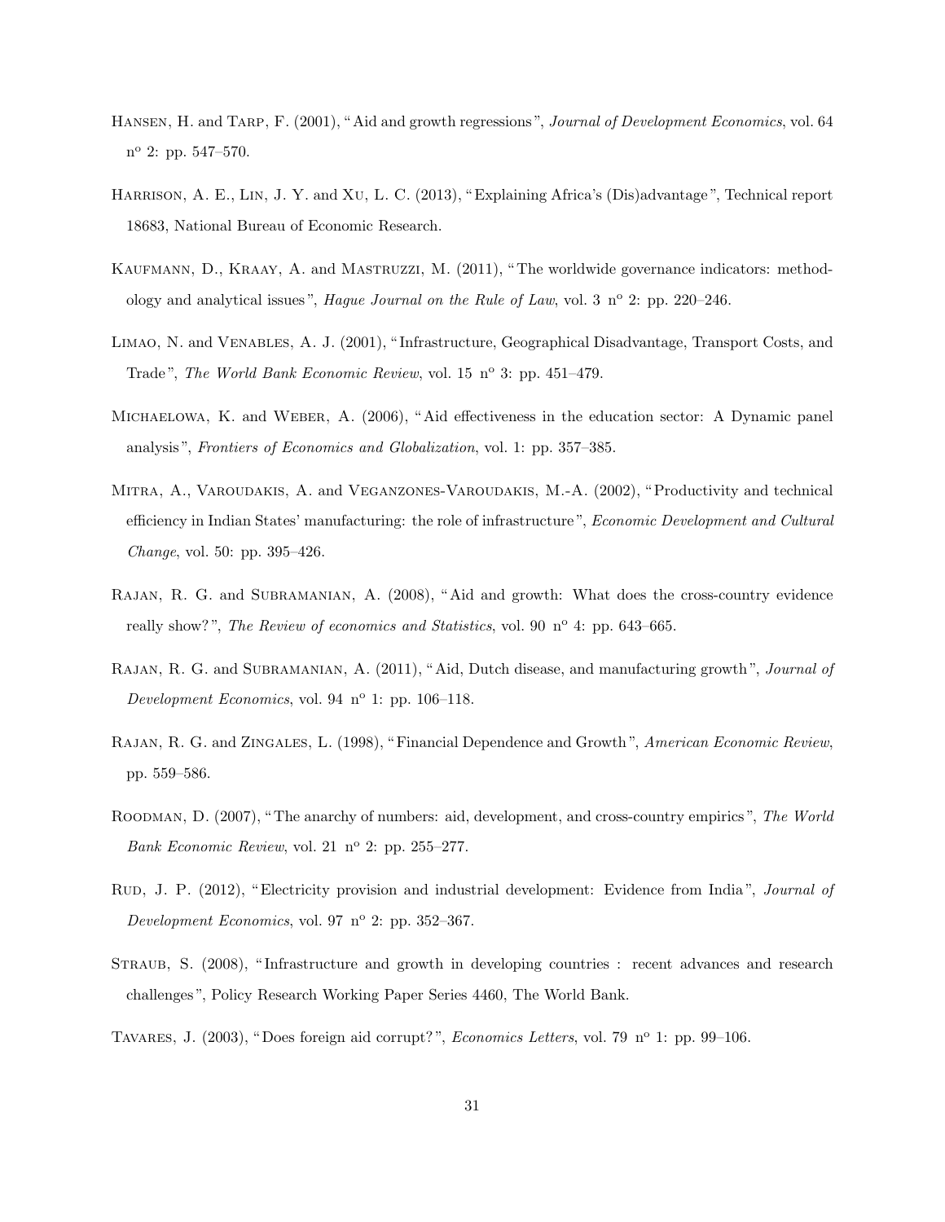Hansen, H. and Tarp, F. (2001), "Aid and growth regressions", *Journal of Development Economics*, vol. 64 n$^{o}$ 2: pp. 547–570.

Harrison, A. E., Lin, J. Y. and Xu, L. C. (2013), "Explaining Africa's (Dis)advantage", Technical report 18683, National Bureau of Economic Research.

Kaufmann, D., Kraay, A. and Mastruzzi, M. (2011), "The worldwide governance indicators: methodology and analytical issues", *Hague Journal on the Rule of Law*, vol. 3 n$^{o}$ 2: pp. 220–246.

Limao, N. and Venables, A. J. (2001), "Infrastructure, Geographical Disadvantage, Transport Costs, and Trade", *The World Bank Economic Review*, vol. 15 n$^{o}$ 3: pp. 451–479.

Michaelowa, K. and Weber, A. (2006), "Aid effectiveness in the education sector: A Dynamic panel analysis", *Frontiers of Economics and Globalization*, vol. 1: pp. 357–385.

Mitra, A., Varoudakis, A. and Veganzones-Varoudakis, M.-A. (2002), "Productivity and technical efficiency in Indian States' manufacturing: the role of infrastructure", *Economic Development and Cultural Change*, vol. 50: pp. 395–426.

Rajan, R. G. and Subramanian, A. (2008), "Aid and growth: What does the cross-country evidence really show?", *The Review of economics and Statistics*, vol. 90 n$^{o}$ 4: pp. 643–665.

Rajan, R. G. and Subramanian, A. (2011), "Aid, Dutch disease, and manufacturing growth", *Journal of Development Economics*, vol. 94 n$^{o}$ 1: pp. 106–118.

Rajan, R. G. and Zingales, L. (1998), "Financial Dependence and Growth", *American Economic Review*, pp. 559–586.

Roodman, D. (2007), "The anarchy of numbers: aid, development, and cross-country empirics", *The World Bank Economic Review*, vol. 21 n$^{o}$ 2: pp. 255–277.

Rud, J. P. (2012), "Electricity provision and industrial development: Evidence from India", *Journal of Development Economics*, vol. 97 n$^{o}$ 2: pp. 352–367.

Straub, S. (2008), "Infrastructure and growth in developing countries : recent advances and research challenges", Policy Research Working Paper Series 4460, The World Bank.

Tavares, J. (2003), "Does foreign aid corrupt?", *Economics Letters*, vol. 79 n$^{o}$ 1: pp. 99–106.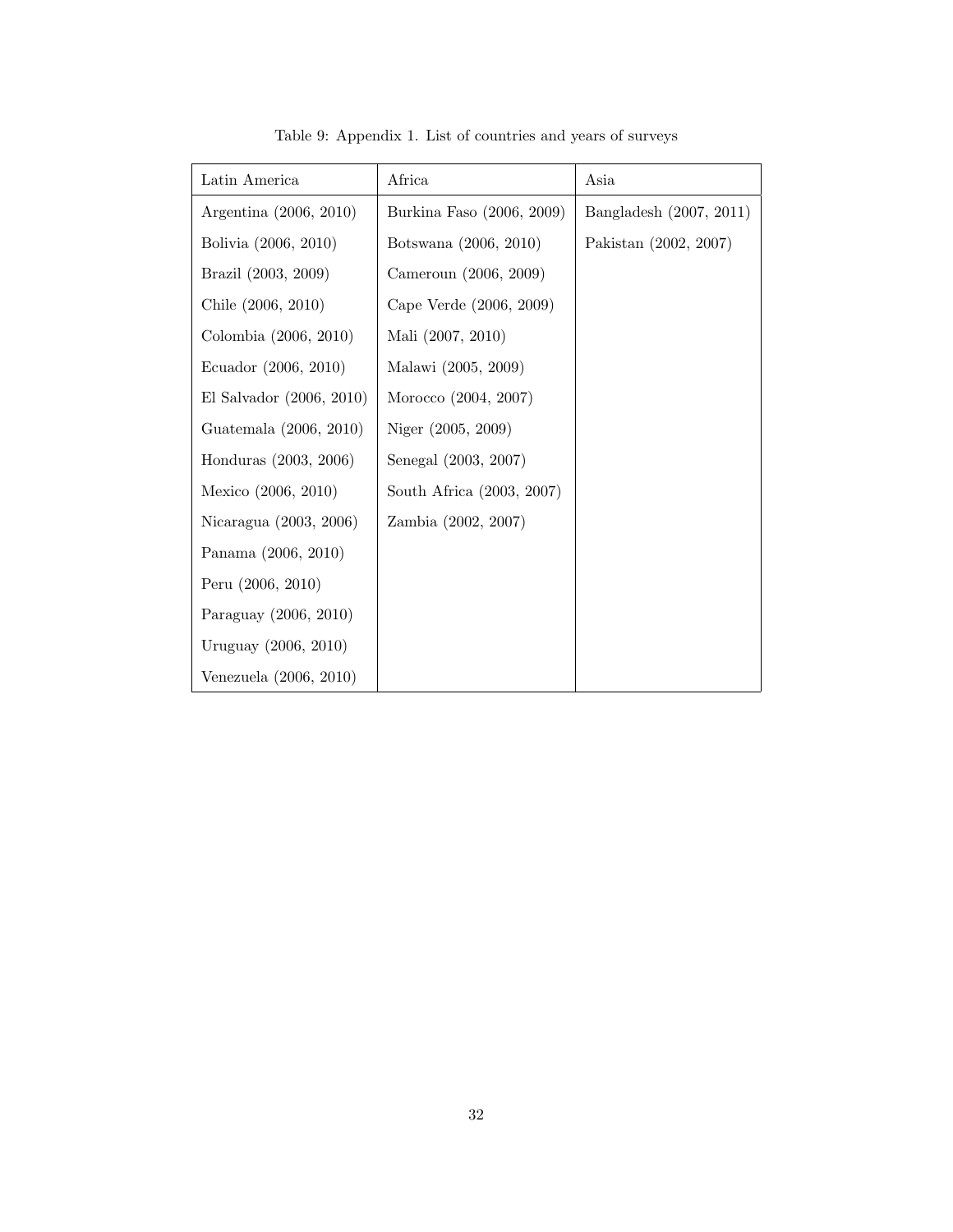Table 9: Appendix 1. List of countries and years of surveys

| Latin America | Africa | Asia |
|---|---|---|
| Argentina (2006, 2010) | Burkina Faso (2006, 2009) | Bangladesh (2007, 2011) |
| Bolivia (2006, 2010) | Botswana (2006, 2010) | Pakistan (2002, 2007) |
| Brazil (2003, 2009) | Cameroun (2006, 2009) | |
| Chile (2006, 2010) | Cape Verde (2006, 2009) | |
| Colombia (2006, 2010) | Mali (2007, 2010) | |
| Ecuador (2006, 2010) | Malawi (2005, 2009) | |
| El Salvador (2006, 2010) | Morocco (2004, 2007) | |
| Guatemala (2006, 2010) | Niger (2005, 2009) | |
| Honduras (2003, 2006) | Senegal (2003, 2007) | |
| Mexico (2006, 2010) | South Africa (2003, 2007) | |
| Nicaragua (2003, 2006) | Zambia (2002, 2007) | |
| Panama (2006, 2010) | | |
| Peru (2006, 2010) | | |
| Paraguay (2006, 2010) | | |
| Uruguay (2006, 2010) | | |
| Venezuela (2006, 2010) | | |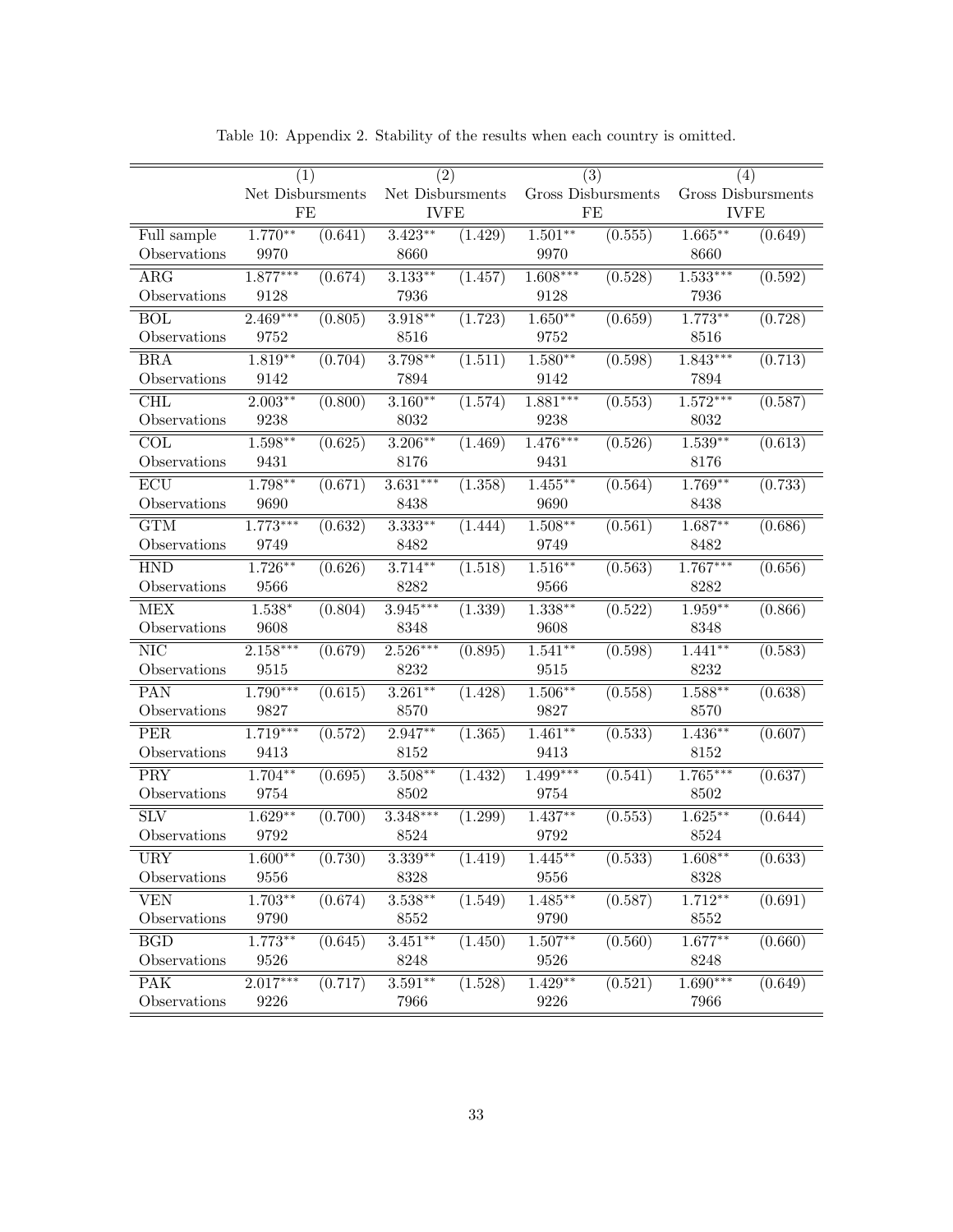Table 10: Appendix 2. Stability of the results when each country is omitted.

| | (1) | | (2) | | (3) | | (4) | |
|---|---|---|---|---|---|---|---|---|
| | Net Disbursments | | Net Disbursments | | Gross Disbursments | | Gross Disbursments | |
| | FE | | IVFE | | FE | | IVFE | |
| Full sample | 1.770** | (0.641) | 3.423** | (1.429) | 1.501** | (0.555) | 1.665** | (0.649) |
| Observations | 9970 | | 8660 | | 9970 | | 8660 | |
| ARG | 1.877*** | (0.674) | 3.133** | (1.457) | 1.608*** | (0.528) | 1.533*** | (0.592) |
| Observations | 9128 | | 7936 | | 9128 | | 7936 | |
| BOL | 2.469*** | (0.805) | 3.918** | (1.723) | 1.650** | (0.659) | 1.773** | (0.728) |
| Observations | 9752 | | 8516 | | 9752 | | 8516 | |
| BRA | 1.819** | (0.704) | 3.798** | (1.511) | 1.580** | (0.598) | 1.843*** | (0.713) |
| Observations | 9142 | | 7894 | | 9142 | | 7894 | |
| CHL | 2.003** | (0.800) | 3.160** | (1.574) | 1.881*** | (0.553) | 1.572*** | (0.587) |
| Observations | 9238 | | 8032 | | 9238 | | 8032 | |
| COL | 1.598** | (0.625) | 3.206** | (1.469) | 1.476*** | (0.526) | 1.539** | (0.613) |
| Observations | 9431 | | 8176 | | 9431 | | 8176 | |
| ECU | 1.798** | (0.671) | 3.631*** | (1.358) | 1.455** | (0.564) | 1.769** | (0.733) |
| Observations | 9690 | | 8438 | | 9690 | | 8438 | |
| GTM | 1.773*** | (0.632) | 3.333** | (1.444) | 1.508** | (0.561) | 1.687** | (0.686) |
| Observations | 9749 | | 8482 | | 9749 | | 8482 | |
| HND | 1.726** | (0.626) | 3.714** | (1.518) | 1.516** | (0.563) | 1.767*** | (0.656) |
| Observations | 9566 | | 8282 | | 9566 | | 8282 | |
| MEX | 1.538* | (0.804) | 3.945*** | (1.339) | 1.338** | (0.522) | 1.959** | (0.866) |
| Observations | 9608 | | 8348 | | 9608 | | 8348 | |
| NIC | 2.158*** | (0.679) | 2.526*** | (0.895) | 1.541** | (0.598) | 1.441** | (0.583) |
| Observations | 9515 | | 8232 | | 9515 | | 8232 | |
| PAN | 1.790*** | (0.615) | 3.261** | (1.428) | 1.506** | (0.558) | 1.588** | (0.638) |
| Observations | 9827 | | 8570 | | 9827 | | 8570 | |
| PER | 1.719*** | (0.572) | 2.947** | (1.365) | 1.461** | (0.533) | 1.436** | (0.607) |
| Observations | 9413 | | 8152 | | 9413 | | 8152 | |
| PRY | 1.704** | (0.695) | 3.508** | (1.432) | 1.499*** | (0.541) | 1.765*** | (0.637) |
| Observations | 9754 | | 8502 | | 9754 | | 8502 | |
| SLV | 1.629** | (0.700) | 3.348*** | (1.299) | 1.437** | (0.553) | 1.625** | (0.644) |
| Observations | 9792 | | 8524 | | 9792 | | 8524 | |
| URY | 1.600** | (0.730) | 3.339** | (1.419) | 1.445** | (0.533) | 1.608** | (0.633) |
| Observations | 9556 | | 8328 | | 9556 | | 8328 | |
| VEN | 1.703** | (0.674) | 3.538** | (1.549) | 1.485** | (0.587) | 1.712** | (0.691) |
| Observations | 9790 | | 8552 | | 9790 | | 8552 | |
| BGD | 1.773** | (0.645) | 3.451** | (1.450) | 1.507** | (0.560) | 1.677** | (0.660) |
| Observations | 9526 | | 8248 | | 9526 | | 8248 | |
| PAK | 2.017*** | (0.717) | 3.591** | (1.528) | 1.429** | (0.521) | 1.690*** | (0.649) |
| Observations | 9226 | | 7966 | | 9226 | | 7966 | |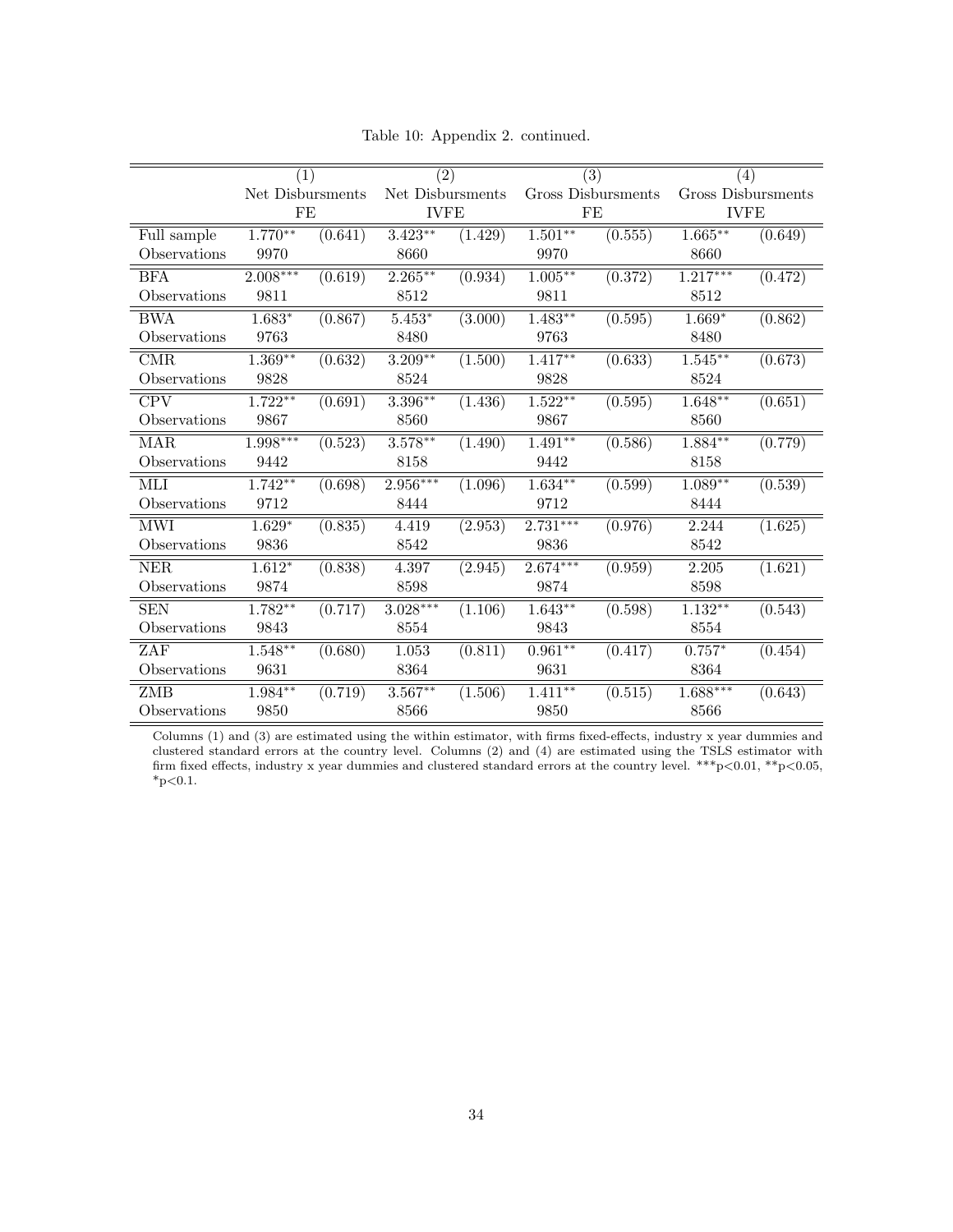Table 10: Appendix 2. continued.

| | (1) | | (2) | | (3) | | (4) | |
|---|---|---|---|---|---|---|---|---|
| | Net Disbursments | | Net Disbursments | | Gross Disbursments | | Gross Disbursments | |
| | FE | | IVFE | | FE | | IVFE | |
| Full sample | 1.770** | (0.641) | 3.423** | (1.429) | 1.501** | (0.555) | 1.665** | (0.649) |
| Observations | 9970 | | 8660 | | 9970 | | 8660 | |
| BFA | 2.008*** | (0.619) | 2.265** | (0.934) | 1.005** | (0.372) | 1.217*** | (0.472) |
| Observations | 9811 | | 8512 | | 9811 | | 8512 | |
| BWA | 1.683* | (0.867) | 5.453* | (3.000) | 1.483** | (0.595) | 1.669* | (0.862) |
| Observations | 9763 | | 8480 | | 9763 | | 8480 | |
| CMR | 1.369** | (0.632) | 3.209** | (1.500) | 1.417** | (0.633) | 1.545** | (0.673) |
| Observations | 9828 | | 8524 | | 9828 | | 8524 | |
| CPV | 1.722** | (0.691) | 3.396** | (1.436) | 1.522** | (0.595) | 1.648** | (0.651) |
| Observations | 9867 | | 8560 | | 9867 | | 8560 | |
| MAR | 1.998*** | (0.523) | 3.578** | (1.490) | 1.491** | (0.586) | 1.884** | (0.779) |
| Observations | 9442 | | 8158 | | 9442 | | 8158 | |
| MLI | 1.742** | (0.698) | 2.956*** | (1.096) | 1.634** | (0.599) | 1.089** | (0.539) |
| Observations | 9712 | | 8444 | | 9712 | | 8444 | |
| MWI | 1.629* | (0.835) | 4.419 | (2.953) | 2.731*** | (0.976) | 2.244 | (1.625) |
| Observations | 9836 | | 8542 | | 9836 | | 8542 | |
| NER | 1.612* | (0.838) | 4.397 | (2.945) | 2.674*** | (0.959) | 2.205 | (1.621) |
| Observations | 9874 | | 8598 | | 9874 | | 8598 | |
| SEN | 1.782** | (0.717) | 3.028*** | (1.106) | 1.643** | (0.598) | 1.132** | (0.543) |
| Observations | 9843 | | 8554 | | 9843 | | 8554 | |
| ZAF | 1.548** | (0.680) | 1.053 | (0.811) | 0.961** | (0.417) | 0.757* | (0.454) |
| Observations | 9631 | | 8364 | | 9631 | | 8364 | |
| ZMB | 1.984** | (0.719) | 3.567** | (1.506) | 1.411** | (0.515) | 1.688*** | (0.643) |
| Observations | 9850 | | 8566 | | 9850 | | 8566 | |

Columns (1) and (3) are estimated using the within estimator, with firms fixed-effects, industry x year dummies and clustered standard errors at the country level. Columns (2) and (4) are estimated using the TSLS estimator with firm fixed effects, industry x year dummies and clustered standard errors at the country level. ***p<0.01, **p<0.05, *p<0.1.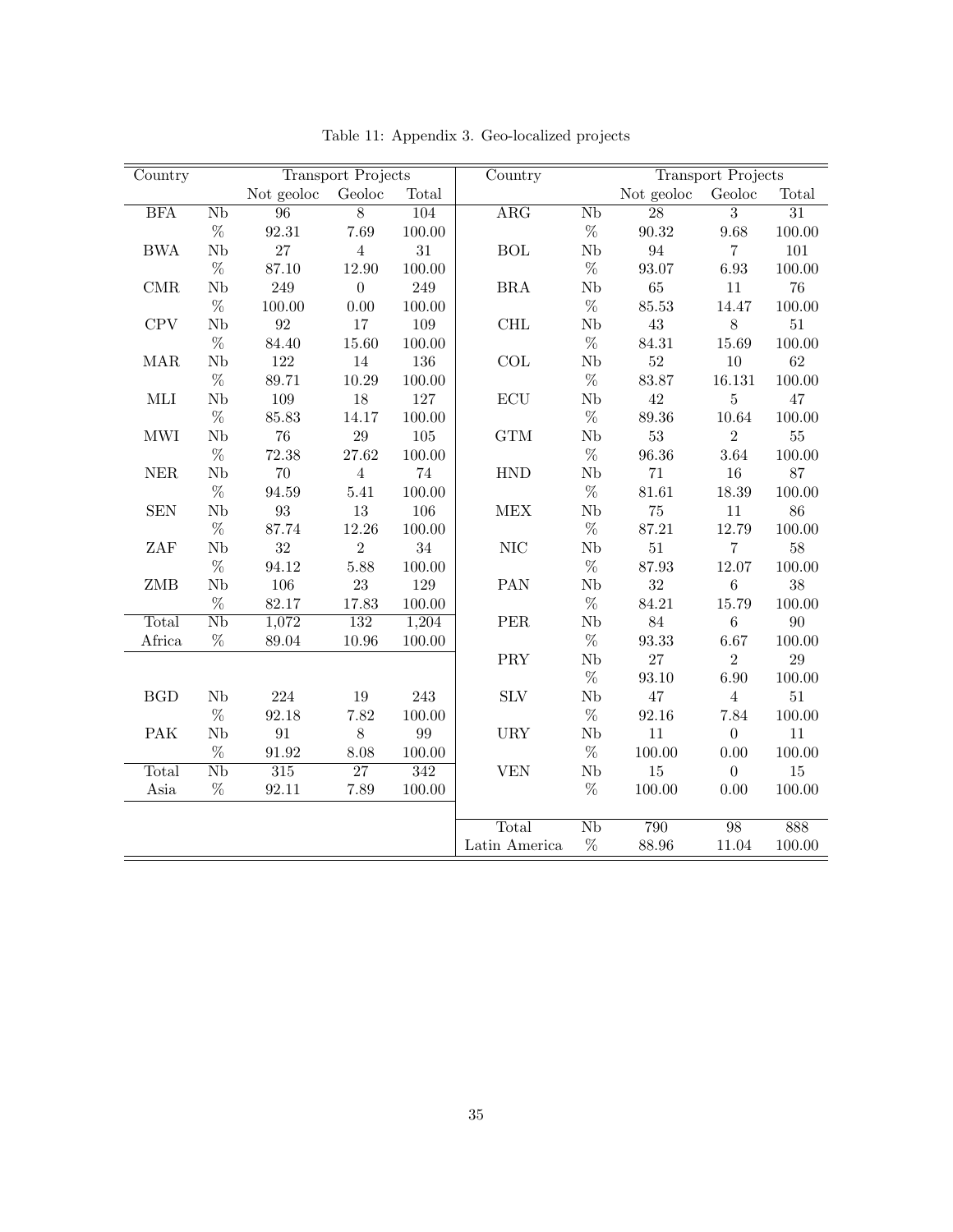Table 11: Appendix 3. Geo-localized projects

| Country | | Transport Projects | | | Country | | Transport Projects | | |
|---|---|---|---|---|---|---|---|---|---|
| | | Not geoloc | Geoloc | Total | | | Not geoloc | Geoloc | Total |
| BFA | Nb | 96 | 8 | 104 | ARG | Nb | 28 | 3 | 31 |
| | % | 92.31 | 7.69 | 100.00 | | % | 90.32 | 9.68 | 100.00 |
| BWA | Nb | 27 | 4 | 31 | BOL | Nb | 94 | 7 | 101 |
| | % | 87.10 | 12.90 | 100.00 | | % | 93.07 | 6.93 | 100.00 |
| CMR | Nb | 249 | 0 | 249 | BRA | Nb | 65 | 11 | 76 |
| | % | 100.00 | 0.00 | 100.00 | | % | 85.53 | 14.47 | 100.00 |
| CPV | Nb | 92 | 17 | 109 | CHL | Nb | 43 | 8 | 51 |
| | % | 84.40 | 15.60 | 100.00 | | % | 84.31 | 15.69 | 100.00 |
| MAR | Nb | 122 | 14 | 136 | COL | Nb | 52 | 10 | 62 |
| | % | 89.71 | 10.29 | 100.00 | | % | 83.87 | 16.131 | 100.00 |
| MLI | Nb | 109 | 18 | 127 | ECU | Nb | 42 | 5 | 47 |
| | % | 85.83 | 14.17 | 100.00 | | % | 89.36 | 10.64 | 100.00 |
| MWI | Nb | 76 | 29 | 105 | GTM | Nb | 53 | 2 | 55 |
| | % | 72.38 | 27.62 | 100.00 | | % | 96.36 | 3.64 | 100.00 |
| NER | Nb | 70 | 4 | 74 | HND | Nb | 71 | 16 | 87 |
| | % | 94.59 | 5.41 | 100.00 | | % | 81.61 | 18.39 | 100.00 |
| SEN | Nb | 93 | 13 | 106 | MEX | Nb | 75 | 11 | 86 |
| | % | 87.74 | 12.26 | 100.00 | | % | 87.21 | 12.79 | 100.00 |
| ZAF | Nb | 32 | 2 | 34 | NIC | Nb | 51 | 7 | 58 |
| | % | 94.12 | 5.88 | 100.00 | | % | 87.93 | 12.07 | 100.00 |
| ZMB | Nb | 106 | 23 | 129 | PAN | Nb | 32 | 6 | 38 |
| | % | 82.17 | 17.83 | 100.00 | | % | 84.21 | 15.79 | 100.00 |
| Total | Nb | 1,072 | 132 | 1,204 | PER | Nb | 84 | 6 | 90 |
| Africa | % | 89.04 | 10.96 | 100.00 | | % | 93.33 | 6.67 | 100.00 |
| | | | | | PRY | Nb | 27 | 2 | 29 |
| | | | | | | % | 93.10 | 6.90 | 100.00 |
| BGD | Nb | 224 | 19 | 243 | SLV | Nb | 47 | 4 | 51 |
| | % | 92.18 | 7.82 | 100.00 | | % | 92.16 | 7.84 | 100.00 |
| PAK | Nb | 91 | 8 | 99 | URY | Nb | 11 | 0 | 11 |
| | % | 91.92 | 8.08 | 100.00 | | % | 100.00 | 0.00 | 100.00 |
| Total | Nb | 315 | 27 | 342 | VEN | Nb | 15 | 0 | 15 |
| Asia | % | 92.11 | 7.89 | 100.00 | | % | 100.00 | 0.00 | 100.00 |
| | | | | | Total | Nb | 790 | 98 | 888 |
| | | | | | Latin America | % | 88.96 | 11.04 | 100.00 |